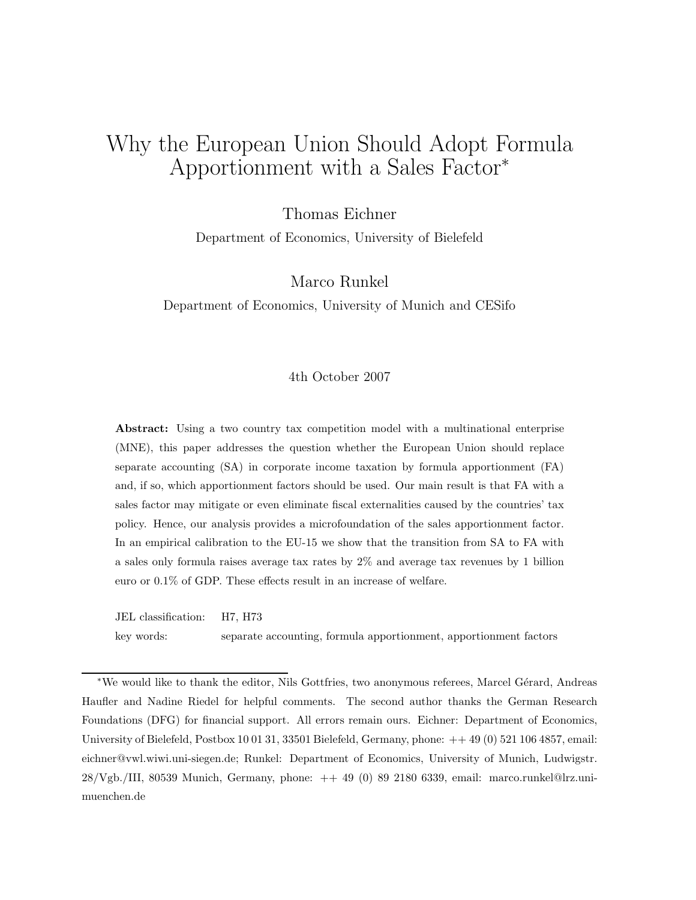# Why the European Union Should Adopt Formula Apportionment with a Sales Factor*

Thomas Eichner

Department of Economics, University of Bielefeld

Marco Runkel

Department of Economics, University of Munich and CESifo

4th October 2007

**Abstract:** Using a two country tax competition model with a multinational enterprise (MNE), this paper addresses the question whether the European Union should replace separate accounting (SA) in corporate income taxation by formula apportionment (FA) and, if so, which apportionment factors should be used. Our main result is that FA with a sales factor may mitigate or even eliminate fiscal externalities caused by the countries' tax policy. Hence, our analysis provides a microfoundation of the sales apportionment factor. In an empirical calibration to the EU-15 we show that the transition from SA to FA with a sales only formula raises average tax rates by 2% and average tax revenues by 1 billion euro or 0.1% of GDP. These effects result in an increase of welfare.

JEL classification: H7, H73

key words: separate accounting, formula apportionment, apportionment factors

---

*We would like to thank the editor, Nils Gottfries, two anonymous referees, Marcel Gérard, Andreas Haufler and Nadine Riedel for helpful comments. The second author thanks the German Research Foundations (DFG) for financial support. All errors remain ours. Eichner: Department of Economics, University of Bielefeld, Postbox 10 01 31, 33501 Bielefeld, Germany, phone: ++ 49 (0) 521 106 4857, email: eichner@vwl.wiwi.uni-siegen.de; Runkel: Department of Economics, University of Munich, Ludwigstr. 28/Vgb./III, 80539 Munich, Germany, phone: ++ 49 (0) 89 2180 6339, email: marco.runkel@lrz.uni-muenchen.de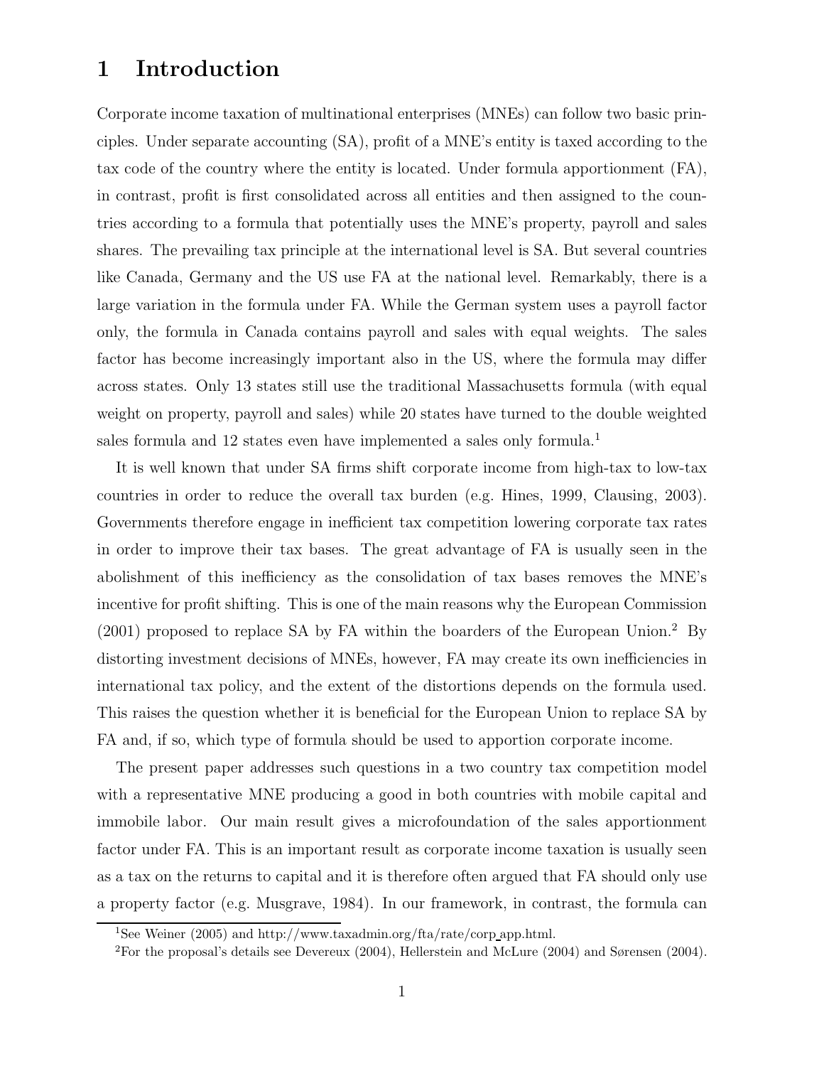# 1 Introduction

Corporate income taxation of multinational enterprises (MNEs) can follow two basic principles. Under separate accounting (SA), profit of a MNE's entity is taxed according to the tax code of the country where the entity is located. Under formula apportionment (FA), in contrast, profit is first consolidated across all entities and then assigned to the countries according to a formula that potentially uses the MNE's property, payroll and sales shares. The prevailing tax principle at the international level is SA. But several countries like Canada, Germany and the US use FA at the national level. Remarkably, there is a large variation in the formula under FA. While the German system uses a payroll factor only, the formula in Canada contains payroll and sales with equal weights. The sales factor has become increasingly important also in the US, where the formula may differ across states. Only 13 states still use the traditional Massachusetts formula (with equal weight on property, payroll and sales) while 20 states have turned to the double weighted sales formula and 12 states even have implemented a sales only formula.[1]

It is well known that under SA firms shift corporate income from high-tax to low-tax countries in order to reduce the overall tax burden (e.g. Hines, 1999, Clausing, 2003). Governments therefore engage in inefficient tax competition lowering corporate tax rates in order to improve their tax bases. The great advantage of FA is usually seen in the abolishment of this inefficiency as the consolidation of tax bases removes the MNE's incentive for profit shifting. This is one of the main reasons why the European Commission (2001) proposed to replace SA by FA within the boarders of the European Union.[2] By distorting investment decisions of MNEs, however, FA may create its own inefficiencies in international tax policy, and the extent of the distortions depends on the formula used. This raises the question whether it is beneficial for the European Union to replace SA by FA and, if so, which type of formula should be used to apportion corporate income.

The present paper addresses such questions in a two country tax competition model with a representative MNE producing a good in both countries with mobile capital and immobile labor. Our main result gives a microfoundation of the sales apportionment factor under FA. This is an important result as corporate income taxation is usually seen as a tax on the returns to capital and it is therefore often argued that FA should only use a property factor (e.g. Musgrave, 1984). In our framework, in contrast, the formula can

[1] See Weiner (2005) and http://www.taxadmin.org/fta/rate/corp_app.html.

[2] For the proposal's details see Devereux (2004), Hellerstein and McLure (2004) and Sørensen (2004).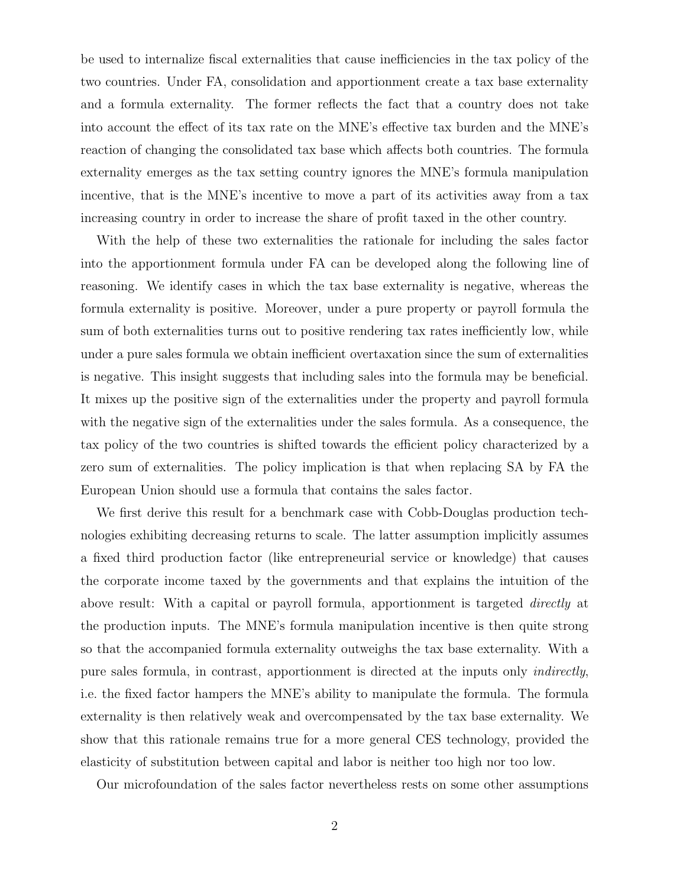be used to internalize fiscal externalities that cause inefficiencies in the tax policy of the two countries. Under FA, consolidation and apportionment create a tax base externality and a formula externality. The former reflects the fact that a country does not take into account the effect of its tax rate on the MNE's effective tax burden and the MNE's reaction of changing the consolidated tax base which affects both countries. The formula externality emerges as the tax setting country ignores the MNE's formula manipulation incentive, that is the MNE's incentive to move a part of its activities away from a tax increasing country in order to increase the share of profit taxed in the other country.

With the help of these two externalities the rationale for including the sales factor into the apportionment formula under FA can be developed along the following line of reasoning. We identify cases in which the tax base externality is negative, whereas the formula externality is positive. Moreover, under a pure property or payroll formula the sum of both externalities turns out to positive rendering tax rates inefficiently low, while under a pure sales formula we obtain inefficient overtaxation since the sum of externalities is negative. This insight suggests that including sales into the formula may be beneficial. It mixes up the positive sign of the externalities under the property and payroll formula with the negative sign of the externalities under the sales formula. As a consequence, the tax policy of the two countries is shifted towards the efficient policy characterized by a zero sum of externalities. The policy implication is that when replacing SA by FA the European Union should use a formula that contains the sales factor.

We first derive this result for a benchmark case with Cobb-Douglas production technologies exhibiting decreasing returns to scale. The latter assumption implicitly assumes a fixed third production factor (like entrepreneurial service or knowledge) that causes the corporate income taxed by the governments and that explains the intuition of the above result: With a capital or payroll formula, apportionment is targeted *directly* at the production inputs. The MNE's formula manipulation incentive is then quite strong so that the accompanied formula externality outweighs the tax base externality. With a pure sales formula, in contrast, apportionment is directed at the inputs only *indirectly*, i.e. the fixed factor hampers the MNE's ability to manipulate the formula. The formula externality is then relatively weak and overcompensated by the tax base externality. We show that this rationale remains true for a more general CES technology, provided the elasticity of substitution between capital and labor is neither too high nor too low.

Our microfoundation of the sales factor nevertheless rests on some other assumptions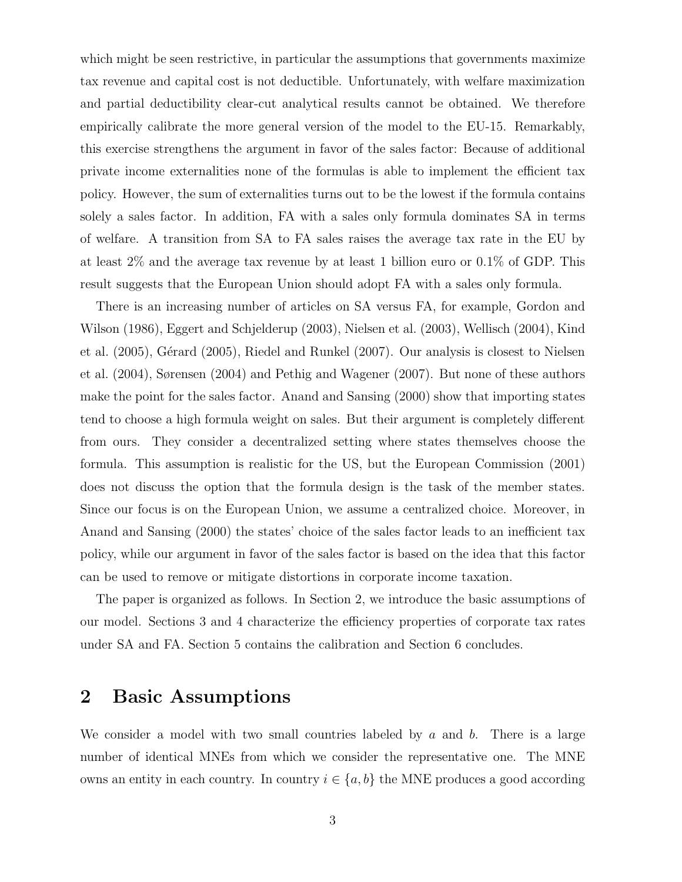which might be seen restrictive, in particular the assumptions that governments maximize tax revenue and capital cost is not deductible. Unfortunately, with welfare maximization and partial deductibility clear-cut analytical results cannot be obtained. We therefore empirically calibrate the more general version of the model to the EU-15. Remarkably, this exercise strengthens the argument in favor of the sales factor: Because of additional private income externalities none of the formulas is able to implement the efficient tax policy. However, the sum of externalities turns out to be the lowest if the formula contains solely a sales factor. In addition, FA with a sales only formula dominates SA in terms of welfare. A transition from SA to FA sales raises the average tax rate in the EU by at least 2% and the average tax revenue by at least 1 billion euro or 0.1% of GDP. This result suggests that the European Union should adopt FA with a sales only formula.

There is an increasing number of articles on SA versus FA, for example, Gordon and Wilson (1986), Eggert and Schjelderup (2003), Nielsen et al. (2003), Wellisch (2004), Kind et al. (2005), Gérard (2005), Riedel and Runkel (2007). Our analysis is closest to Nielsen et al. (2004), Sørensen (2004) and Pethig and Wagener (2007). But none of these authors make the point for the sales factor. Anand and Sansing (2000) show that importing states tend to choose a high formula weight on sales. But their argument is completely different from ours. They consider a decentralized setting where states themselves choose the formula. This assumption is realistic for the US, but the European Commission (2001) does not discuss the option that the formula design is the task of the member states. Since our focus is on the European Union, we assume a centralized choice. Moreover, in Anand and Sansing (2000) the states' choice of the sales factor leads to an inefficient tax policy, while our argument in favor of the sales factor is based on the idea that this factor can be used to remove or mitigate distortions in corporate income taxation.

The paper is organized as follows. In Section 2, we introduce the basic assumptions of our model. Sections 3 and 4 characterize the efficiency properties of corporate tax rates under SA and FA. Section 5 contains the calibration and Section 6 concludes.

## 2 Basic Assumptions

We consider a model with two small countries labeled by $a$ and $b$. There is a large number of identical MNEs from which we consider the representative one. The MNE owns an entity in each country. In country $i \in \{a, b\}$ the MNE produces a good according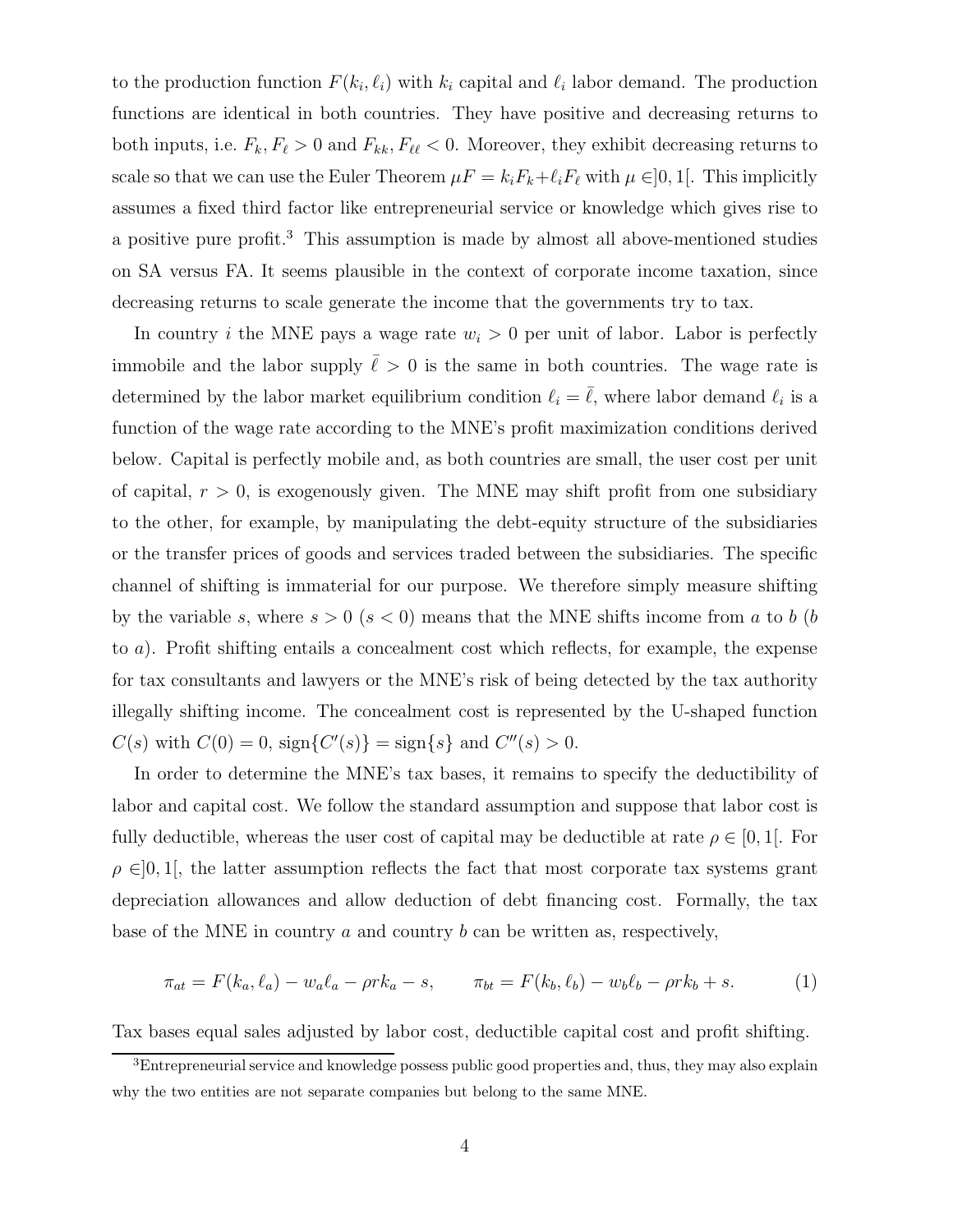to the production function $F(k_i, \ell_i)$ with $k_i$ capital and $\ell_i$ labor demand. The production functions are identical in both countries. They have positive and decreasing returns to both inputs, i.e. $F_k, F_\ell > 0$ and $F_{kk}, F_{\ell\ell} < 0$. Moreover, they exhibit decreasing returns to scale so that we can use the Euler Theorem $\mu F = k_i F_k + \ell_i F_\ell$ with $\mu \in ]0, 1[$. This implicitly assumes a fixed third factor like entrepreneurial service or knowledge which gives rise to a positive pure profit.[3] This assumption is made by almost all above-mentioned studies on SA versus FA. It seems plausible in the context of corporate income taxation, since decreasing returns to scale generate the income that the governments try to tax.

In country $i$ the MNE pays a wage rate $w_i > 0$ per unit of labor. Labor is perfectly immobile and the labor supply $\bar{\ell} > 0$ is the same in both countries. The wage rate is determined by the labor market equilibrium condition $\ell_i = \bar{\ell}$, where labor demand $\ell_i$ is a function of the wage rate according to the MNE's profit maximization conditions derived below. Capital is perfectly mobile and, as both countries are small, the user cost per unit of capital, $r > 0$, is exogenously given. The MNE may shift profit from one subsidiary to the other, for example, by manipulating the debt-equity structure of the subsidiaries or the transfer prices of goods and services traded between the subsidiaries. The specific channel of shifting is immaterial for our purpose. We therefore simply measure shifting by the variable $s$, where $s > 0$ ($s < 0$) means that the MNE shifts income from $a$ to $b$ ($b$ to $a$). Profit shifting entails a concealment cost which reflects, for example, the expense for tax consultants and lawyers or the MNE's risk of being detected by the tax authority illegally shifting income. The concealment cost is represented by the U-shaped function $C(s)$ with $C(0) = 0$, $\text{sign}\{C'(s)\} = \text{sign}\{s\}$ and $C''(s) > 0$.

In order to determine the MNE's tax bases, it remains to specify the deductibility of labor and capital cost. We follow the standard assumption and suppose that labor cost is fully deductible, whereas the user cost of capital may be deductible at rate $\rho \in [0, 1[$. For $\rho \in ]0, 1[$, the latter assumption reflects the fact that most corporate tax systems grant depreciation allowances and allow deduction of debt financing cost. Formally, the tax base of the MNE in country $a$ and country $b$ can be written as, respectively,

$$\pi_{at} = F(k_a, \ell_a) - w_a \ell_a - \rho r k_a - s, \qquad \pi_{bt} = F(k_b, \ell_b) - w_b \ell_b - \rho r k_b + s. \tag{1}$$

Tax bases equal sales adjusted by labor cost, deductible capital cost and profit shifting.

[3] Entrepreneurial service and knowledge possess public good properties and, thus, they may also explain why the two entities are not separate companies but belong to the same MNE.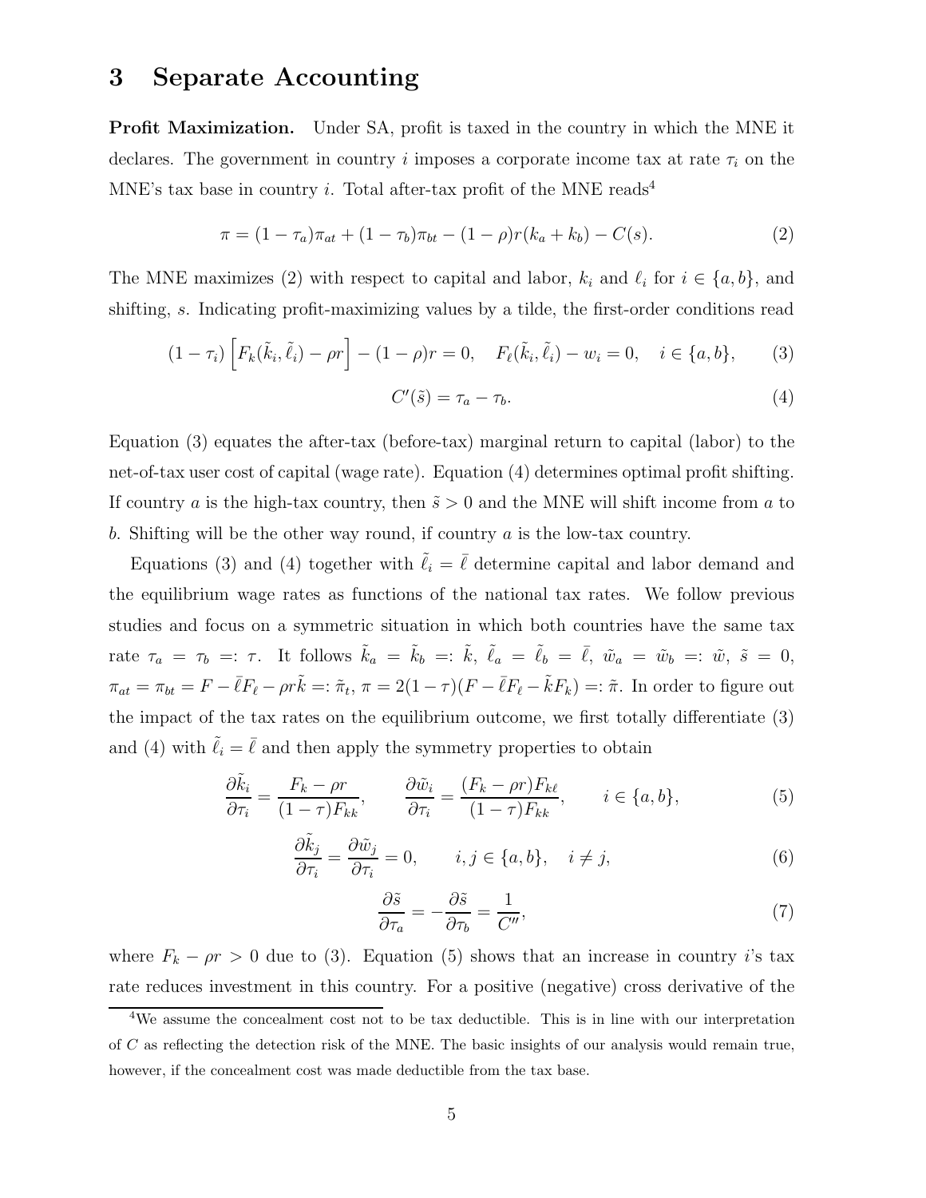# 3 Separate Accounting

**Profit Maximization.** Under SA, profit is taxed in the country in which the MNE it declares. The government in country $i$ imposes a corporate income tax at rate $\tau_i$ on the MNE's tax base in country $i$. Total after-tax profit of the MNE reads[4]

$$\pi = (1 - \tau_a)\pi_{at} + (1 - \tau_b)\pi_{bt} - (1 - \rho)r(k_a + k_b) - C(s). \tag{2}$$

The MNE maximizes (2) with respect to capital and labor, $k_i$ and $\ell_i$ for $i \in \{a, b\}$, and shifting, $s$. Indicating profit-maximizing values by a tilde, the first-order conditions read

$$(1 - \tau_i)\left[F_k(\tilde{k}_i, \tilde{\ell}_i) - \rho r\right] - (1 - \rho)r = 0, \quad F_\ell(\tilde{k}_i, \tilde{\ell}_i) - w_i = 0, \quad i \in \{a, b\}, \tag{3}$$

$$C'(\tilde{s}) = \tau_a - \tau_b. \tag{4}$$

Equation (3) equates the after-tax (before-tax) marginal return to capital (labor) to the net-of-tax user cost of capital (wage rate). Equation (4) determines optimal profit shifting. If country $a$ is the high-tax country, then $\tilde{s} > 0$ and the MNE will shift income from $a$ to $b$. Shifting will be the other way round, if country $a$ is the low-tax country.

Equations (3) and (4) together with $\tilde{\ell}_i = \bar{\ell}$ determine capital and labor demand and the equilibrium wage rates as functions of the national tax rates. We follow previous studies and focus on a symmetric situation in which both countries have the same tax rate $\tau_a = \tau_b =: \tau$. It follows $\tilde{k}_a = \tilde{k}_b =: \tilde{k}$, $\tilde{\ell}_a = \tilde{\ell}_b = \bar{\ell}$, $\tilde{w}_a = \tilde{w}_b =: \tilde{w}$, $\tilde{s} = 0$, $\pi_{at} = \pi_{bt} = F - \bar{\ell}F_\ell - \rho r\tilde{k} =: \tilde{\pi}_t$, $\pi = 2(1 - \tau)(F - \bar{\ell}F_\ell - \tilde{k}F_k) =: \tilde{\pi}$. In order to figure out the impact of the tax rates on the equilibrium outcome, we first totally differentiate (3) and (4) with $\tilde{\ell}_i = \bar{\ell}$ and then apply the symmetry properties to obtain

$$\frac{\partial \tilde{k}_i}{\partial \tau_i} = \frac{F_k - \rho r}{(1 - \tau)F_{kk}}, \qquad \frac{\partial \tilde{w}_i}{\partial \tau_i} = \frac{(F_k - \rho r)F_{k\ell}}{(1 - \tau)F_{kk}}, \qquad i \in \{a, b\}, \tag{5}$$

$$\frac{\partial \tilde{k}_j}{\partial \tau_i} = \frac{\partial \tilde{w}_j}{\partial \tau_i} = 0, \qquad i, j \in \{a, b\}, \quad i \neq j, \tag{6}$$

$$\frac{\partial \tilde{s}}{\partial \tau_a} = -\frac{\partial \tilde{s}}{\partial \tau_b} = \frac{1}{C''}, \tag{7}$$

where $F_k - \rho r > 0$ due to (3). Equation (5) shows that an increase in country $i$'s tax rate reduces investment in this country. For a positive (negative) cross derivative of the

[4] We assume the concealment cost not to be tax deductible. This is in line with our interpretation of $C$ as reflecting the detection risk of the MNE. The basic insights of our analysis would remain true, however, if the concealment cost was made deductible from the tax base.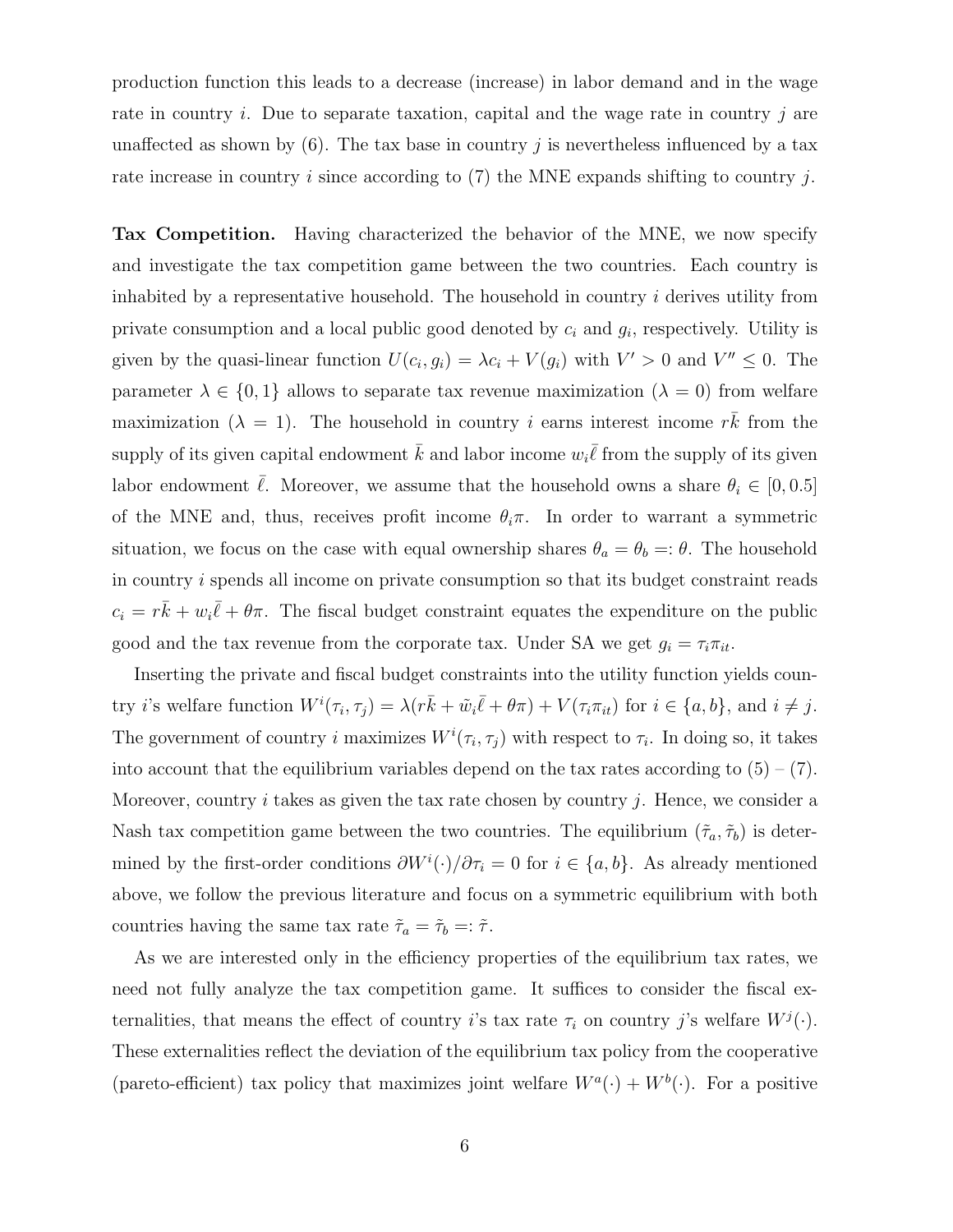production function this leads to a decrease (increase) in labor demand and in the wage rate in country $i$. Due to separate taxation, capital and the wage rate in country $j$ are unaffected as shown by (6). The tax base in country $j$ is nevertheless influenced by a tax rate increase in country $i$ since according to (7) the MNE expands shifting to country $j$.

**Tax Competition.** Having characterized the behavior of the MNE, we now specify and investigate the tax competition game between the two countries. Each country is inhabited by a representative household. The household in country $i$ derives utility from private consumption and a local public good denoted by $c_i$ and $g_i$, respectively. Utility is given by the quasi-linear function $U(c_i, g_i) = \lambda c_i + V(g_i)$ with $V' > 0$ and $V'' \leq 0$. The parameter $\lambda \in \{0, 1\}$ allows to separate tax revenue maximization ($\lambda = 0$) from welfare maximization ($\lambda = 1$). The household in country $i$ earns interest income $r\bar{k}$ from the supply of its given capital endowment $\bar{k}$ and labor income $w_i\bar{\ell}$ from the supply of its given labor endowment $\bar{\ell}$. Moreover, we assume that the household owns a share $\theta_i \in [0, 0.5]$ of the MNE and, thus, receives profit income $\theta_i\pi$. In order to warrant a symmetric situation, we focus on the case with equal ownership shares $\theta_a = \theta_b =: \theta$. The household in country $i$ spends all income on private consumption so that its budget constraint reads $c_i = r\bar{k} + w_i\bar{\ell} + \theta\pi$. The fiscal budget constraint equates the expenditure on the public good and the tax revenue from the corporate tax. Under SA we get $g_i = \tau_i\pi_{it}$.

Inserting the private and fiscal budget constraints into the utility function yields country $i$'s welfare function $W^i(\tau_i, \tau_j) = \lambda(r\bar{k} + \tilde{w}_i\bar{\ell} + \theta\pi) + V(\tau_i\pi_{it})$ for $i \in \{a, b\}$, and $i \neq j$. The government of country $i$ maximizes $W^i(\tau_i, \tau_j)$ with respect to $\tau_i$. In doing so, it takes into account that the equilibrium variables depend on the tax rates according to (5) – (7). Moreover, country $i$ takes as given the tax rate chosen by country $j$. Hence, we consider a Nash tax competition game between the two countries. The equilibrium $(\tilde{\tau}_a, \tilde{\tau}_b)$ is determined by the first-order conditions $\partial W^i(\cdot)/\partial\tau_i = 0$ for $i \in \{a, b\}$. As already mentioned above, we follow the previous literature and focus on a symmetric equilibrium with both countries having the same tax rate $\tilde{\tau}_a = \tilde{\tau}_b =: \tilde{\tau}$.

As we are interested only in the efficiency properties of the equilibrium tax rates, we need not fully analyze the tax competition game. It suffices to consider the fiscal externalities, that means the effect of country $i$'s tax rate $\tau_i$ on country $j$'s welfare $W^j(\cdot)$. These externalities reflect the deviation of the equilibrium tax policy from the cooperative (pareto-efficient) tax policy that maximizes joint welfare $W^a(\cdot) + W^b(\cdot)$. For a positive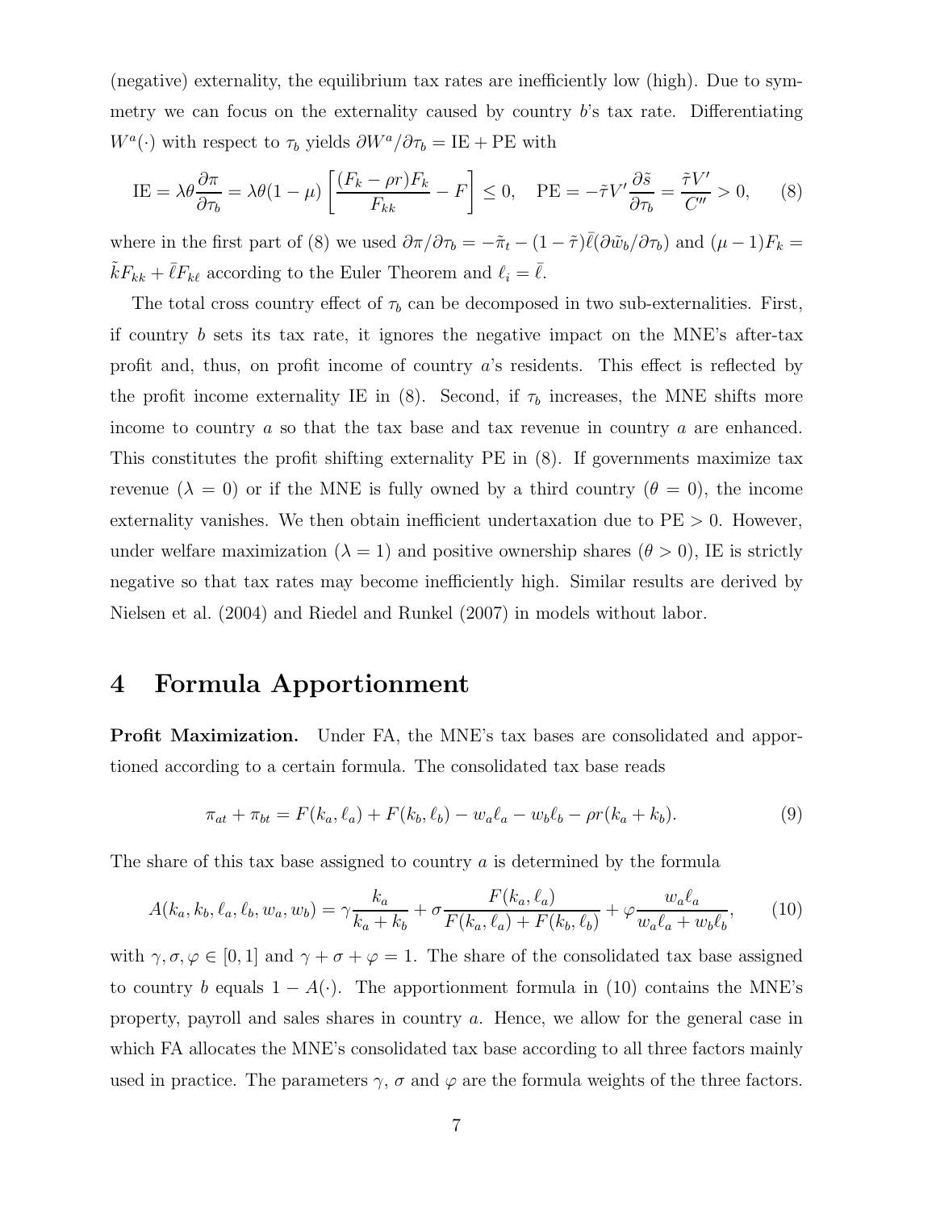(negative) externality, the equilibrium tax rates are inefficiently low (high). Due to symmetry we can focus on the externality caused by country $b$'s tax rate. Differentiating $W^a(\cdot)$ with respect to $\tau_b$ yields $\partial W^a/\partial \tau_b = \text{IE} + \text{PE}$ with

$$\text{IE} = \lambda\theta\frac{\partial \pi}{\partial \tau_b} = \lambda\theta(1-\mu)\left[\frac{(F_k - \rho r)F_k}{F_{kk}} - F\right] \leq 0, \quad \text{PE} = -\tilde{\tau}V'\frac{\partial \tilde{s}}{\partial \tau_b} = \frac{\tilde{\tau}V'}{C''} > 0, \tag{8}$$

where in the first part of (8) we used $\partial \pi/\partial \tau_b = -\tilde{\pi}_t - (1-\tilde{\tau})\bar{\ell}(\partial \tilde{w}_b/\partial \tau_b)$ and $(\mu - 1)F_k = \tilde{k}F_{kk} + \bar{\ell}F_{k\ell}$ according to the Euler Theorem and $\ell_i = \bar{\ell}$.

The total cross country effect of $\tau_b$ can be decomposed in two sub-externalities. First, if country $b$ sets its tax rate, it ignores the negative impact on the MNE's after-tax profit and, thus, on profit income of country $a$'s residents. This effect is reflected by the profit income externality IE in (8). Second, if $\tau_b$ increases, the MNE shifts more income to country $a$ so that the tax base and tax revenue in country $a$ are enhanced. This constitutes the profit shifting externality PE in (8). If governments maximize tax revenue ($\lambda = 0$) or if the MNE is fully owned by a third country ($\theta = 0$), the income externality vanishes. We then obtain inefficient undertaxation due to PE $> 0$. However, under welfare maximization ($\lambda = 1$) and positive ownership shares ($\theta > 0$), IE is strictly negative so that tax rates may become inefficiently high. Similar results are derived by Nielsen et al. (2004) and Riedel and Runkel (2007) in models without labor.

# 4 Formula Apportionment

**Profit Maximization.** Under FA, the MNE's tax bases are consolidated and apportioned according to a certain formula. The consolidated tax base reads

$$\pi_{at} + \pi_{bt} = F(k_a, \ell_a) + F(k_b, \ell_b) - w_a\ell_a - w_b\ell_b - \rho r(k_a + k_b). \tag{9}$$

The share of this tax base assigned to country $a$ is determined by the formula

$$A(k_a, k_b, \ell_a, \ell_b, w_a, w_b) = \gamma\frac{k_a}{k_a + k_b} + \sigma\frac{F(k_a, \ell_a)}{F(k_a, \ell_a) + F(k_b, \ell_b)} + \varphi\frac{w_a\ell_a}{w_a\ell_a + w_b\ell_b}, \tag{10}$$

with $\gamma, \sigma, \varphi \in [0, 1]$ and $\gamma + \sigma + \varphi = 1$. The share of the consolidated tax base assigned to country $b$ equals $1 - A(\cdot)$. The apportionment formula in (10) contains the MNE's property, payroll and sales shares in country $a$. Hence, we allow for the general case in which FA allocates the MNE's consolidated tax base according to all three factors mainly used in practice. The parameters $\gamma$, $\sigma$ and $\varphi$ are the formula weights of the three factors.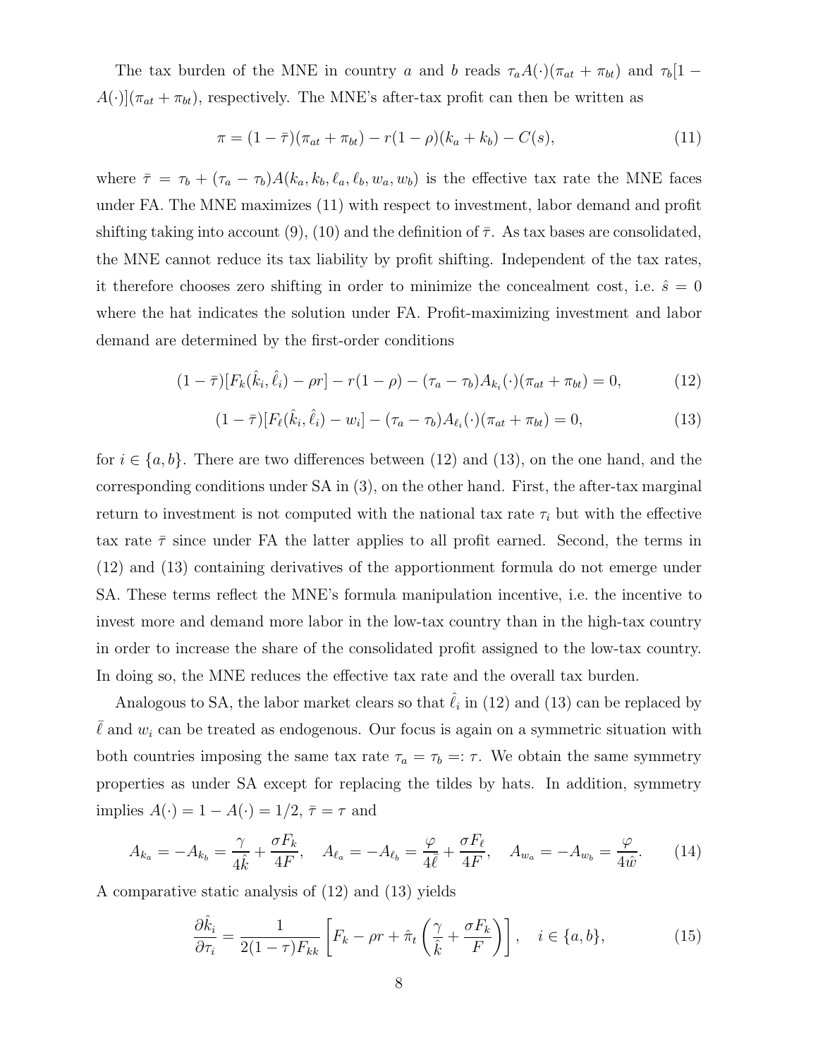The tax burden of the MNE in country $a$ and $b$ reads $\tau_a A(\cdot)(\pi_{at} + \pi_{bt})$ and $\tau_b[1 - A(\cdot)](\pi_{at} + \pi_{bt})$, respectively. The MNE's after-tax profit can then be written as

$$\pi = (1 - \bar{\tau})(\pi_{at} + \pi_{bt}) - r(1 - \rho)(k_a + k_b) - C(s), \tag{11}$$

where $\bar{\tau} = \tau_b + (\tau_a - \tau_b)A(k_a, k_b, \ell_a, \ell_b, w_a, w_b)$ is the effective tax rate the MNE faces under FA. The MNE maximizes (11) with respect to investment, labor demand and profit shifting taking into account (9), (10) and the definition of $\bar{\tau}$. As tax bases are consolidated, the MNE cannot reduce its tax liability by profit shifting. Independent of the tax rates, it therefore chooses zero shifting in order to minimize the concealment cost, i.e. $\hat{s} = 0$ where the hat indicates the solution under FA. Profit-maximizing investment and labor demand are determined by the first-order conditions

$$(1 - \bar{\tau})[F_k(\hat{k}_i, \hat{\ell}_i) - \rho r] - r(1 - \rho) - (\tau_a - \tau_b)A_{k_i}(\cdot)(\pi_{at} + \pi_{bt}) = 0, \tag{12}$$

$$(1 - \bar{\tau})[F_\ell(\hat{k}_i, \hat{\ell}_i) - w_i] - (\tau_a - \tau_b)A_{\ell_i}(\cdot)(\pi_{at} + \pi_{bt}) = 0, \tag{13}$$

for $i \in \{a, b\}$. There are two differences between (12) and (13), on the one hand, and the corresponding conditions under SA in (3), on the other hand. First, the after-tax marginal return to investment is not computed with the national tax rate $\tau_i$ but with the effective tax rate $\bar{\tau}$ since under FA the latter applies to all profit earned. Second, the terms in (12) and (13) containing derivatives of the apportionment formula do not emerge under SA. These terms reflect the MNE's formula manipulation incentive, i.e. the incentive to invest more and demand more labor in the low-tax country than in the high-tax country in order to increase the share of the consolidated profit assigned to the low-tax country. In doing so, the MNE reduces the effective tax rate and the overall tax burden.

Analogous to SA, the labor market clears so that $\hat{\ell}_i$ in (12) and (13) can be replaced by $\bar{\ell}$ and $w_i$ can be treated as endogenous. Our focus is again on a symmetric situation with both countries imposing the same tax rate $\tau_a = \tau_b =: \tau$. We obtain the same symmetry properties as under SA except for replacing the tildes by hats. In addition, symmetry implies $A(\cdot) = 1 - A(\cdot) = 1/2$, $\bar{\tau} = \tau$ and

$$A_{k_a} = -A_{k_b} = \frac{\gamma}{4\hat{k}} + \frac{\sigma F_k}{4F}, \quad A_{\ell_a} = -A_{\ell_b} = \frac{\varphi}{4\bar{\ell}} + \frac{\sigma F_\ell}{4F}, \quad A_{w_a} = -A_{w_b} = \frac{\varphi}{4\hat{w}}. \tag{14}$$

A comparative static analysis of (12) and (13) yields

$$\frac{\partial \hat{k}_i}{\partial \tau_i} = \frac{1}{2(1 - \tau)F_{kk}} \left[ F_k - \rho r + \hat{\pi}_t \left( \frac{\gamma}{\hat{k}} + \frac{\sigma F_k}{F} \right) \right], \quad i \in \{a, b\}, \tag{15}$$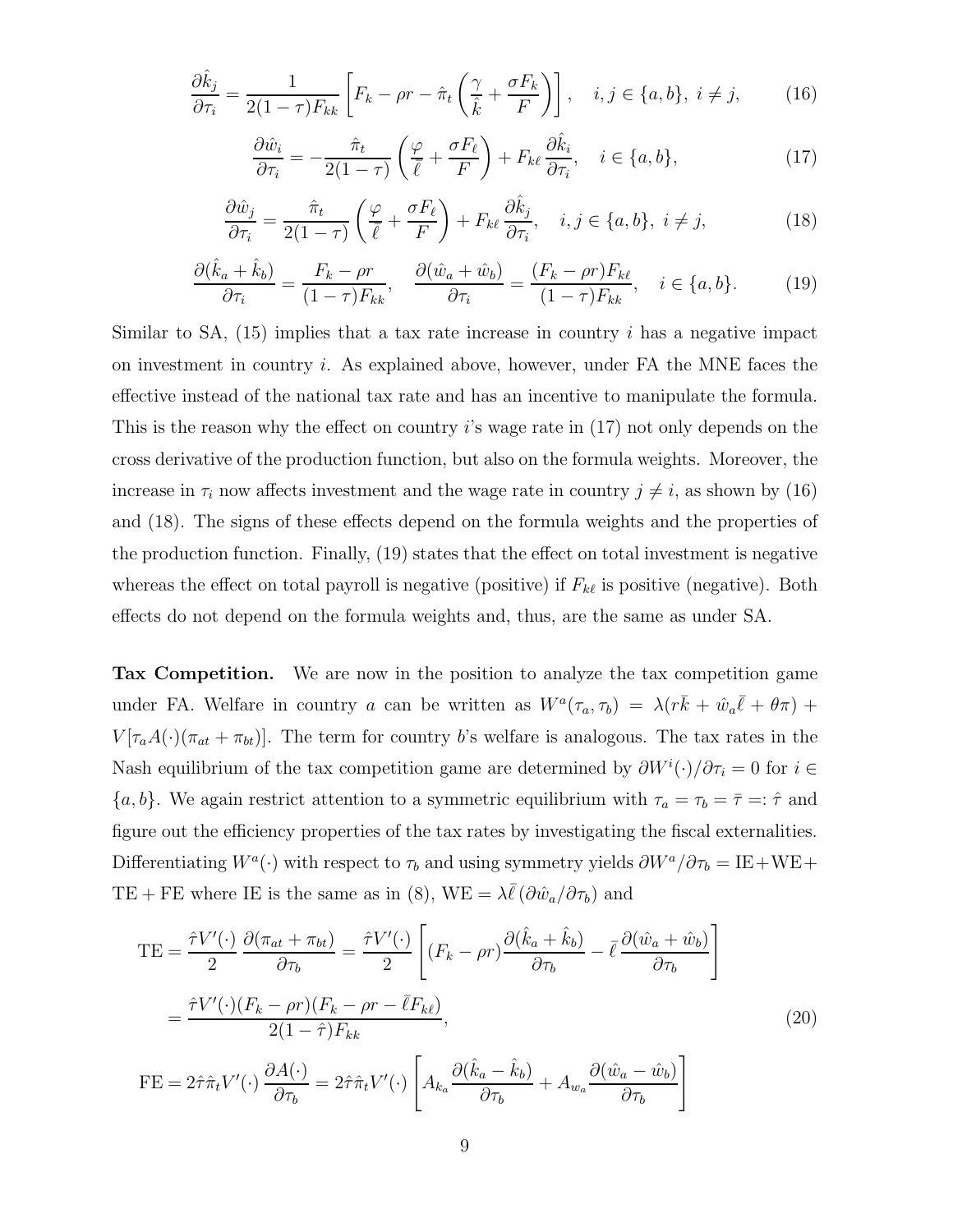$$\frac{\partial \hat{k}_j}{\partial \tau_i} = \frac{1}{2(1-\tau)F_{kk}} \left[ F_k - \rho r - \hat{\pi}_t \left( \frac{\gamma}{\hat{k}} + \frac{\sigma F_k}{F} \right) \right], \quad i,j \in \{a,b\},\ i \neq j, \tag{16}$$

$$\frac{\partial \hat{w}_i}{\partial \tau_i} = -\frac{\hat{\pi}_t}{2(1-\tau)} \left( \frac{\varphi}{\bar{\ell}} + \frac{\sigma F_\ell}{F} \right) + F_{k\ell} \frac{\partial \hat{k}_i}{\partial \tau_i}, \quad i \in \{a,b\}, \tag{17}$$

$$\frac{\partial \hat{w}_j}{\partial \tau_i} = \frac{\hat{\pi}_t}{2(1-\tau)} \left( \frac{\varphi}{\bar{\ell}} + \frac{\sigma F_\ell}{F} \right) + F_{k\ell} \frac{\partial \hat{k}_j}{\partial \tau_i}, \quad i,j \in \{a,b\},\ i \neq j, \tag{18}$$

$$\frac{\partial (\hat{k}_a + \hat{k}_b)}{\partial \tau_i} = \frac{F_k - \rho r}{(1-\tau)F_{kk}}, \quad \frac{\partial (\hat{w}_a + \hat{w}_b)}{\partial \tau_i} = \frac{(F_k - \rho r)F_{k\ell}}{(1-\tau)F_{kk}}, \quad i \in \{a,b\}. \tag{19}$$

Similar to SA, (15) implies that a tax rate increase in country $i$ has a negative impact on investment in country $i$. As explained above, however, under FA the MNE faces the effective instead of the national tax rate and has an incentive to manipulate the formula. This is the reason why the effect on country $i$'s wage rate in (17) not only depends on the cross derivative of the production function, but also on the formula weights. Moreover, the increase in $\tau_i$ now affects investment and the wage rate in country $j \neq i$, as shown by (16) and (18). The signs of these effects depend on the formula weights and the properties of the production function. Finally, (19) states that the effect on total investment is negative whereas the effect on total payroll is negative (positive) if $F_{k\ell}$ is positive (negative). Both effects do not depend on the formula weights and, thus, are the same as under SA.

**Tax Competition.** We are now in the position to analyze the tax competition game under FA. Welfare in country $a$ can be written as $W^a(\tau_a, \tau_b) = \lambda(r\bar{k} + \hat{w}_a\bar{\ell} + \theta\pi) + V[\tau_a A(\cdot)(\pi_{at} + \pi_{bt})]$. The term for country $b$'s welfare is analogous. The tax rates in the Nash equilibrium of the tax competition game are determined by $\partial W^i(\cdot)/\partial \tau_i = 0$ for $i \in \{a,b\}$. We again restrict attention to a symmetric equilibrium with $\tau_a = \tau_b = \bar{\tau} =: \hat{\tau}$ and figure out the efficiency properties of the tax rates by investigating the fiscal externalities. Differentiating $W^a(\cdot)$ with respect to $\tau_b$ and using symmetry yields $\partial W^a/\partial \tau_b = \text{IE} + \text{WE} + \text{TE} + \text{FE}$ where IE is the same as in (8), $\text{WE} = \lambda\bar{\ell}\,(\partial \hat{w}_a/\partial \tau_b)$ and

$$\begin{aligned}
\text{TE} &= \frac{\hat{\tau}V'(\cdot)}{2}\,\frac{\partial(\pi_{at} + \pi_{bt})}{\partial \tau_b} = \frac{\hat{\tau}V'(\cdot)}{2}\left[(F_k - \rho r)\frac{\partial(\hat{k}_a + \hat{k}_b)}{\partial \tau_b} - \bar{\ell}\,\frac{\partial(\hat{w}_a + \hat{w}_b)}{\partial \tau_b}\right] \\
&= \frac{\hat{\tau}V'(\cdot)(F_k - \rho r)(F_k - \rho r - \bar{\ell}F_{k\ell})}{2(1-\hat{\tau})F_{kk}},
\end{aligned} \tag{20}$$

$$\text{FE} = 2\hat{\tau}\hat{\pi}_t V'(\cdot)\,\frac{\partial A(\cdot)}{\partial \tau_b} = 2\hat{\tau}\hat{\pi}_t V'(\cdot)\left[A_{k_a}\frac{\partial(\hat{k}_a - \hat{k}_b)}{\partial \tau_b} + A_{w_a}\frac{\partial(\hat{w}_a - \hat{w}_b)}{\partial \tau_b}\right]$$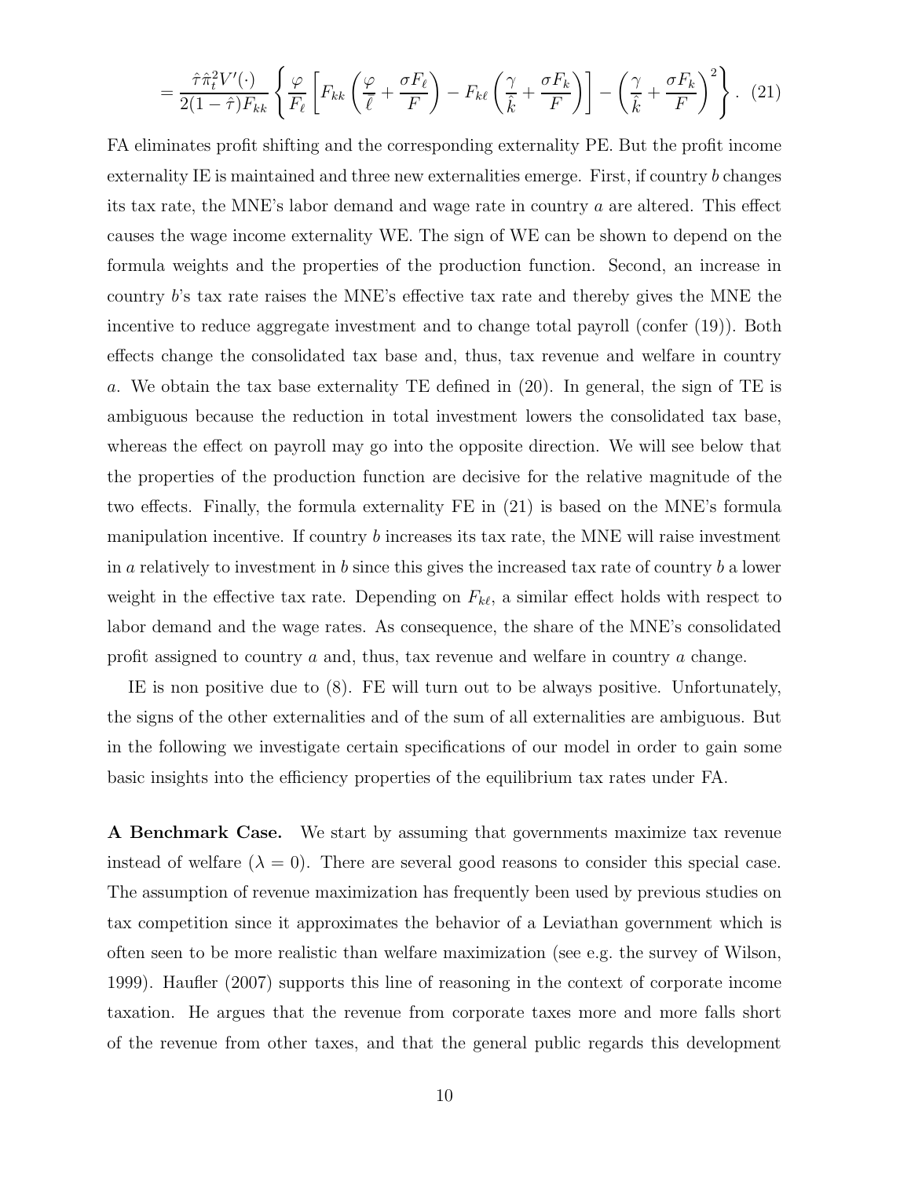$$= \frac{\hat{\tau}\hat{\pi}_t^2 V'(\cdot)}{2(1-\hat{\tau})F_{kk}} \left\{ \frac{\varphi}{F_\ell} \left[ F_{kk} \left( \frac{\varphi}{\ell} + \frac{\sigma F_\ell}{F} \right) - F_{k\ell} \left( \frac{\gamma}{\hat{k}} + \frac{\sigma F_k}{F} \right) \right] - \left( \frac{\gamma}{\hat{k}} + \frac{\sigma F_k}{F} \right)^2 \right\}. \quad (21)$$

FA eliminates profit shifting and the corresponding externality PE. But the profit income externality IE is maintained and three new externalities emerge. First, if country $b$ changes its tax rate, the MNE's labor demand and wage rate in country $a$ are altered. This effect causes the wage income externality WE. The sign of WE can be shown to depend on the formula weights and the properties of the production function. Second, an increase in country $b$'s tax rate raises the MNE's effective tax rate and thereby gives the MNE the incentive to reduce aggregate investment and to change total payroll (confer (19)). Both effects change the consolidated tax base and, thus, tax revenue and welfare in country $a$. We obtain the tax base externality TE defined in (20). In general, the sign of TE is ambiguous because the reduction in total investment lowers the consolidated tax base, whereas the effect on payroll may go into the opposite direction. We will see below that the properties of the production function are decisive for the relative magnitude of the two effects. Finally, the formula externality FE in (21) is based on the MNE's formula manipulation incentive. If country $b$ increases its tax rate, the MNE will raise investment in $a$ relatively to investment in $b$ since this gives the increased tax rate of country $b$ a lower weight in the effective tax rate. Depending on $F_{k\ell}$, a similar effect holds with respect to labor demand and the wage rates. As consequence, the share of the MNE's consolidated profit assigned to country $a$ and, thus, tax revenue and welfare in country $a$ change.

IE is non positive due to (8). FE will turn out to be always positive. Unfortunately, the signs of the other externalities and of the sum of all externalities are ambiguous. But in the following we investigate certain specifications of our model in order to gain some basic insights into the efficiency properties of the equilibrium tax rates under FA.

**A Benchmark Case.** We start by assuming that governments maximize tax revenue instead of welfare ($\lambda = 0$). There are several good reasons to consider this special case. The assumption of revenue maximization has frequently been used by previous studies on tax competition since it approximates the behavior of a Leviathan government which is often seen to be more realistic than welfare maximization (see e.g. the survey of Wilson, 1999). Haufler (2007) supports this line of reasoning in the context of corporate income taxation. He argues that the revenue from corporate taxes more and more falls short of the revenue from other taxes, and that the general public regards this development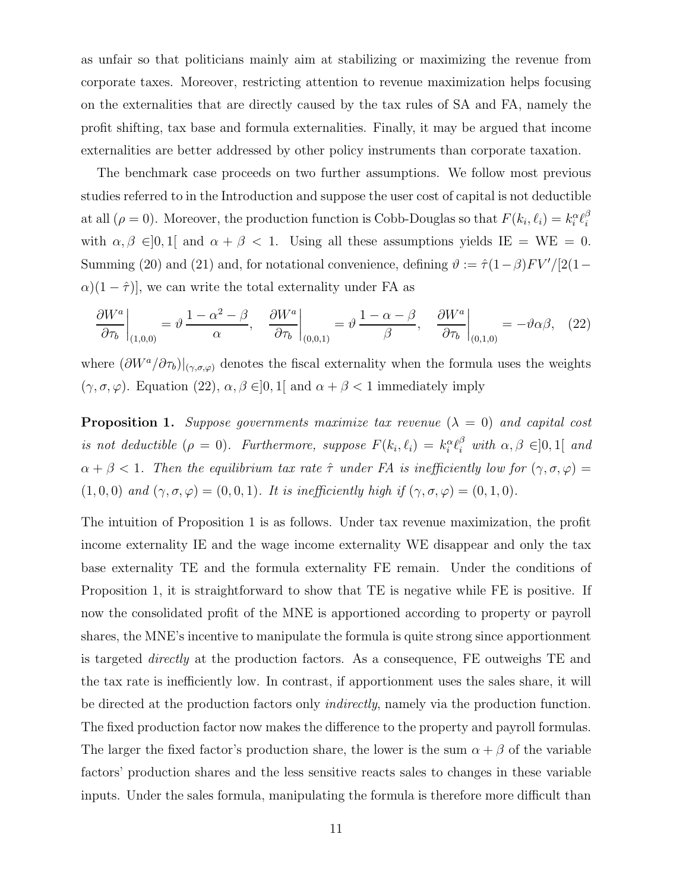as unfair so that politicians mainly aim at stabilizing or maximizing the revenue from corporate taxes. Moreover, restricting attention to revenue maximization helps focusing on the externalities that are directly caused by the tax rules of SA and FA, namely the profit shifting, tax base and formula externalities. Finally, it may be argued that income externalities are better addressed by other policy instruments than corporate taxation.

The benchmark case proceeds on two further assumptions. We follow most previous studies referred to in the Introduction and suppose the user cost of capital is not deductible at all ($\rho = 0$). Moreover, the production function is Cobb-Douglas so that $F(k_i, \ell_i) = k_i^\alpha \ell_i^\beta$ with $\alpha, \beta \in ]0, 1[$ and $\alpha + \beta < 1$. Using all these assumptions yields IE = WE = 0. Summing (20) and (21) and, for notational convenience, defining $\vartheta := \hat{\tau}(1-\beta)FV'/[2(1-\alpha)(1-\hat{\tau})]$, we can write the total externality under FA as

$$\left.\frac{\partial W^a}{\partial \tau_b}\right|_{(1,0,0)} = \vartheta\,\frac{1-\alpha^2-\beta}{\alpha}, \quad \left.\frac{\partial W^a}{\partial \tau_b}\right|_{(0,0,1)} = \vartheta\,\frac{1-\alpha-\beta}{\beta}, \quad \left.\frac{\partial W^a}{\partial \tau_b}\right|_{(0,1,0)} = -\vartheta\alpha\beta, \quad (22)$$

where $(\partial W^a/\partial \tau_b)|_{(\gamma,\sigma,\varphi)}$ denotes the fiscal externality when the formula uses the weights $(\gamma, \sigma, \varphi)$. Equation (22), $\alpha, \beta \in ]0, 1[$ and $\alpha + \beta < 1$ immediately imply

**Proposition 1.** *Suppose governments maximize tax revenue ($\lambda = 0$) and capital cost is not deductible ($\rho = 0$). Furthermore, suppose $F(k_i, \ell_i) = k_i^\alpha \ell_i^\beta$ with $\alpha, \beta \in ]0, 1[$ and $\alpha + \beta < 1$. Then the equilibrium tax rate $\hat{\tau}$ under FA is inefficiently low for $(\gamma, \sigma, \varphi) = (1, 0, 0)$ and $(\gamma, \sigma, \varphi) = (0, 0, 1)$. It is inefficiently high if $(\gamma, \sigma, \varphi) = (0, 1, 0)$.*

The intuition of Proposition 1 is as follows. Under tax revenue maximization, the profit income externality IE and the wage income externality WE disappear and only the tax base externality TE and the formula externality FE remain. Under the conditions of Proposition 1, it is straightforward to show that TE is negative while FE is positive. If now the consolidated profit of the MNE is apportioned according to property or payroll shares, the MNE's incentive to manipulate the formula is quite strong since apportionment is targeted *directly* at the production factors. As a consequence, FE outweighs TE and the tax rate is inefficiently low. In contrast, if apportionment uses the sales share, it will be directed at the production factors only *indirectly*, namely via the production function. The fixed production factor now makes the difference to the property and payroll formulas. The larger the fixed factor's production share, the lower is the sum $\alpha + \beta$ of the variable factors' production shares and the less sensitive reacts sales to changes in these variable inputs. Under the sales formula, manipulating the formula is therefore more difficult than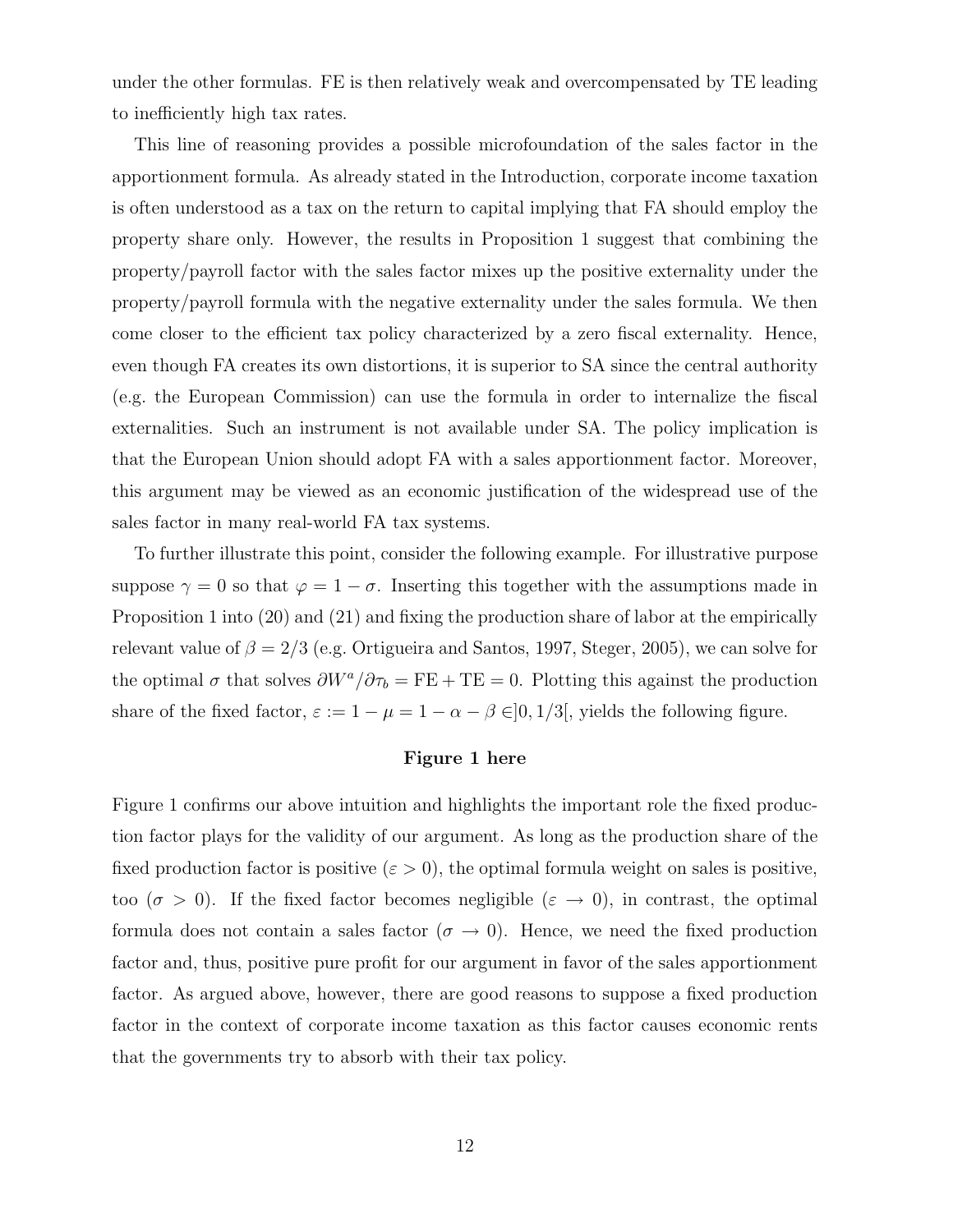under the other formulas. FE is then relatively weak and overcompensated by TE leading to inefficiently high tax rates.

This line of reasoning provides a possible microfoundation of the sales factor in the apportionment formula. As already stated in the Introduction, corporate income taxation is often understood as a tax on the return to capital implying that FA should employ the property share only. However, the results in Proposition 1 suggest that combining the property/payroll factor with the sales factor mixes up the positive externality under the property/payroll formula with the negative externality under the sales formula. We then come closer to the efficient tax policy characterized by a zero fiscal externality. Hence, even though FA creates its own distortions, it is superior to SA since the central authority (e.g. the European Commission) can use the formula in order to internalize the fiscal externalities. Such an instrument is not available under SA. The policy implication is that the European Union should adopt FA with a sales apportionment factor. Moreover, this argument may be viewed as an economic justification of the widespread use of the sales factor in many real-world FA tax systems.

To further illustrate this point, consider the following example. For illustrative purpose suppose $\gamma = 0$ so that $\varphi = 1 - \sigma$. Inserting this together with the assumptions made in Proposition 1 into (20) and (21) and fixing the production share of labor at the empirically relevant value of $\beta = 2/3$ (e.g. Ortigueira and Santos, 1997, Steger, 2005), we can solve for the optimal $\sigma$ that solves $\partial W^a / \partial \tau_b = \text{FE} + \text{TE} = 0$. Plotting this against the production share of the fixed factor, $\varepsilon := 1 - \mu = 1 - \alpha - \beta \in ]0, 1/3[$, yields the following figure.

**Figure 1 here**

Figure 1 confirms our above intuition and highlights the important role the fixed production factor plays for the validity of our argument. As long as the production share of the fixed production factor is positive ($\varepsilon > 0$), the optimal formula weight on sales is positive, too ($\sigma > 0$). If the fixed factor becomes negligible ($\varepsilon \to 0$), in contrast, the optimal formula does not contain a sales factor ($\sigma \to 0$). Hence, we need the fixed production factor and, thus, positive pure profit for our argument in favor of the sales apportionment factor. As argued above, however, there are good reasons to suppose a fixed production factor in the context of corporate income taxation as this factor causes economic rents that the governments try to absorb with their tax policy.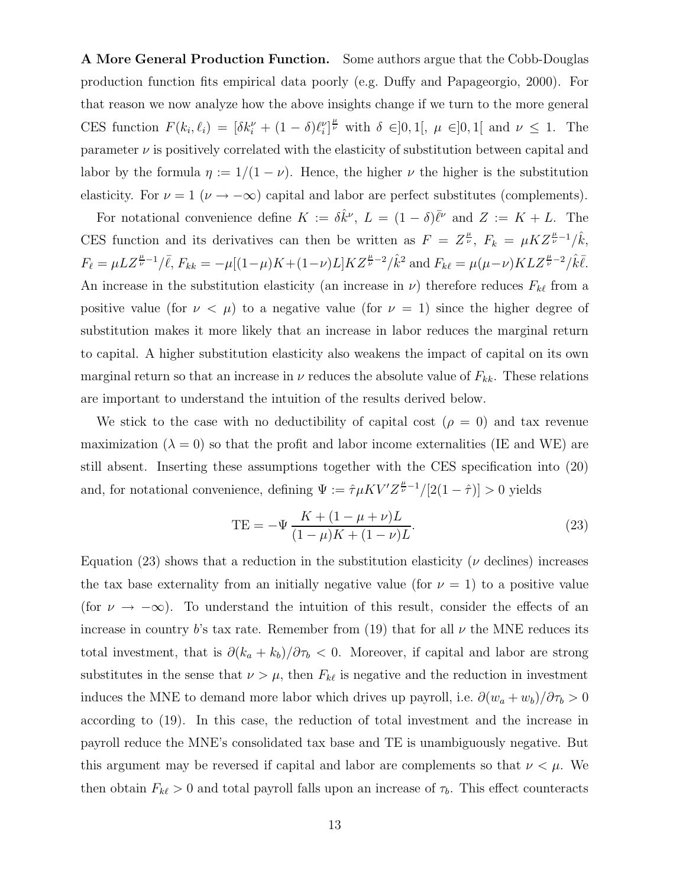**A More General Production Function.** Some authors argue that the Cobb-Douglas production function fits empirical data poorly (e.g. Duffy and Papageorgio, 2000). For that reason we now analyze how the above insights change if we turn to the more general CES function $F(k_i, \ell_i) = [\delta k_i^\nu + (1-\delta)\ell_i^\nu]^{\frac{\mu}{\nu}}$ with $\delta \in ]0,1[$, $\mu \in ]0,1[$ and $\nu \leq 1$. The parameter $\nu$ is positively correlated with the elasticity of substitution between capital and labor by the formula $\eta := 1/(1-\nu)$. Hence, the higher $\nu$ the higher is the substitution elasticity. For $\nu = 1$ ($\nu \to -\infty$) capital and labor are perfect substitutes (complements).

For notational convenience define $K := \delta \hat{k}^\nu$, $L = (1-\delta)\bar{\ell}^\nu$ and $Z := K + L$. The CES function and its derivatives can then be written as $F = Z^{\frac{\mu}{\nu}}$, $F_k = \mu K Z^{\frac{\mu}{\nu}-1}/\hat{k}$, $F_\ell = \mu L Z^{\frac{\mu}{\nu}-1}/\bar{\ell}$, $F_{kk} = -\mu[(1-\mu)K + (1-\nu)L]KZ^{\frac{\mu}{\nu}-2}/\hat{k}^2$ and $F_{k\ell} = \mu(\mu-\nu)KLZ^{\frac{\mu}{\nu}-2}/\hat{k}\bar{\ell}$. An increase in the substitution elasticity (an increase in $\nu$) therefore reduces $F_{k\ell}$ from a positive value (for $\nu < \mu$) to a negative value (for $\nu = 1$) since the higher degree of substitution makes it more likely that an increase in labor reduces the marginal return to capital. A higher substitution elasticity also weakens the impact of capital on its own marginal return so that an increase in $\nu$ reduces the absolute value of $F_{kk}$. These relations are important to understand the intuition of the results derived below.

We stick to the case with no deductibility of capital cost ($\rho = 0$) and tax revenue maximization ($\lambda = 0$) so that the profit and labor income externalities (IE and WE) are still absent. Inserting these assumptions together with the CES specification into (20) and, for notational convenience, defining $\Psi := \hat{\tau}\mu K V' Z^{\frac{\mu}{\nu}-1}/[2(1-\hat{\tau})] > 0$ yields

$$\text{TE} = -\Psi \, \frac{K + (1-\mu+\nu)L}{(1-\mu)K + (1-\nu)L}. \tag{23}$$

Equation (23) shows that a reduction in the substitution elasticity ($\nu$ declines) increases the tax base externality from an initially negative value (for $\nu = 1$) to a positive value (for $\nu \to -\infty$). To understand the intuition of this result, consider the effects of an increase in country $b$'s tax rate. Remember from (19) that for all $\nu$ the MNE reduces its total investment, that is $\partial(k_a + k_b)/\partial\tau_b < 0$. Moreover, if capital and labor are strong substitutes in the sense that $\nu > \mu$, then $F_{k\ell}$ is negative and the reduction in investment induces the MNE to demand more labor which drives up payroll, i.e. $\partial(w_a + w_b)/\partial\tau_b > 0$ according to (19). In this case, the reduction of total investment and the increase in payroll reduce the MNE's consolidated tax base and TE is unambiguously negative. But this argument may be reversed if capital and labor are complements so that $\nu < \mu$. We then obtain $F_{k\ell} > 0$ and total payroll falls upon an increase of $\tau_b$. This effect counteracts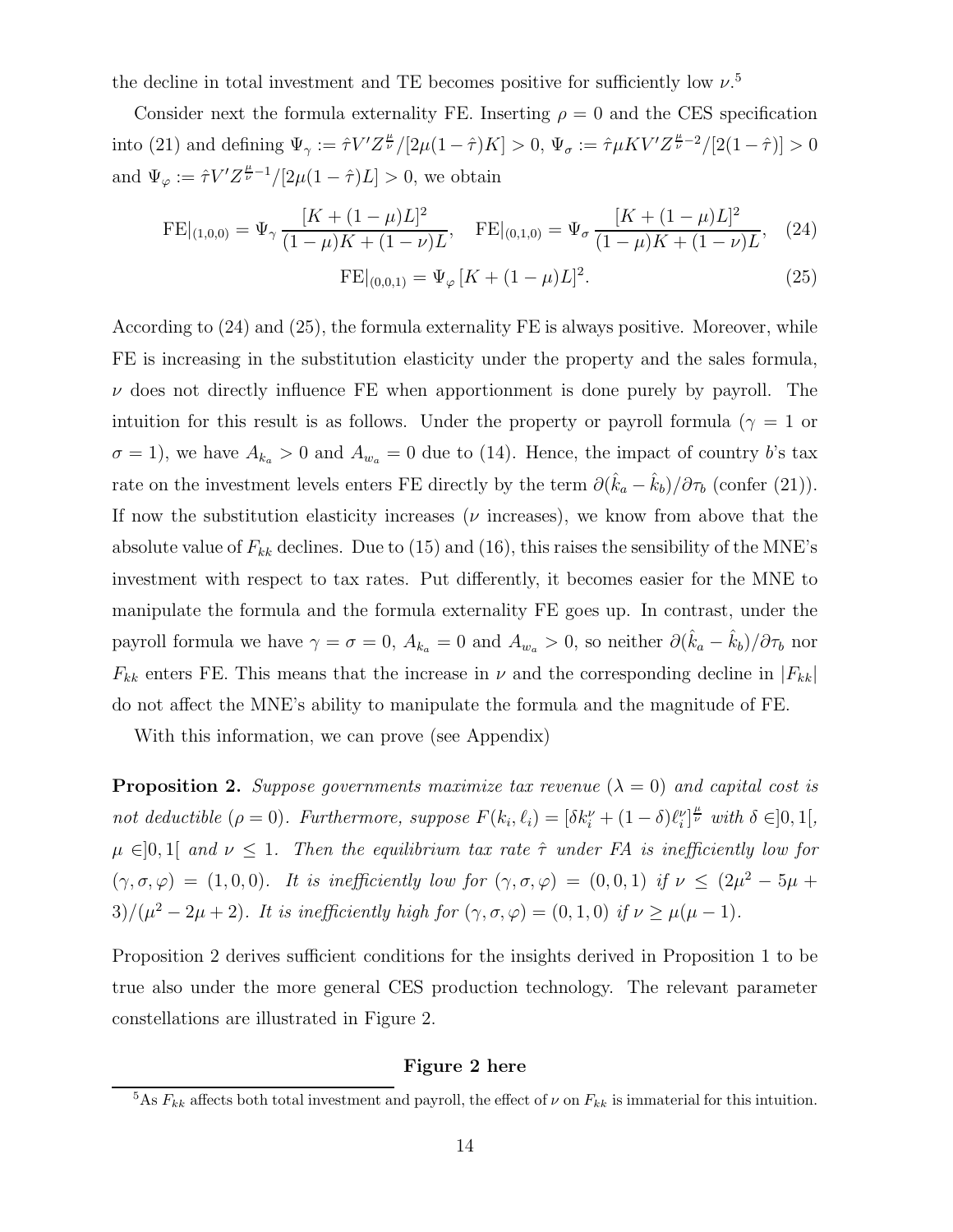the decline in total investment and TE becomes positive for sufficiently low $\nu$.[5]

Consider next the formula externality FE. Inserting $\rho = 0$ and the CES specification into (21) and defining $\Psi_\gamma := \hat{\tau} V' Z^{\frac{\mu}{\nu}} / [2\mu(1-\hat{\tau})K] > 0$, $\Psi_\sigma := \hat{\tau}\mu K V' Z^{\frac{\mu}{\nu}-2}/[2(1-\hat{\tau})] > 0$ and $\Psi_\varphi := \hat{\tau} V' Z^{\frac{\mu}{\nu}-1}/[2\mu(1-\hat{\tau})L] > 0$, we obtain

$$\mathrm{FE}|_{(1,0,0)} = \Psi_\gamma \frac{[K + (1-\mu)L]^2}{(1-\mu)K + (1-\nu)L}, \quad \mathrm{FE}|_{(0,1,0)} = \Psi_\sigma \frac{[K + (1-\mu)L]^2}{(1-\mu)K + (1-\nu)L}, \quad (24)$$

$$\mathrm{FE}|_{(0,0,1)} = \Psi_\varphi [K + (1-\mu)L]^2. \quad (25)$$

According to (24) and (25), the formula externality FE is always positive. Moreover, while FE is increasing in the substitution elasticity under the property and the sales formula, $\nu$ does not directly influence FE when apportionment is done purely by payroll. The intuition for this result is as follows. Under the property or payroll formula ($\gamma = 1$ or $\sigma = 1$), we have $A_{k_a} > 0$ and $A_{w_a} = 0$ due to (14). Hence, the impact of country $b$'s tax rate on the investment levels enters FE directly by the term $\partial(\hat{k}_a - \hat{k}_b)/\partial\tau_b$ (confer (21)). If now the substitution elasticity increases ($\nu$ increases), we know from above that the absolute value of $F_{kk}$ declines. Due to (15) and (16), this raises the sensibility of the MNE's investment with respect to tax rates. Put differently, it becomes easier for the MNE to manipulate the formula and the formula externality FE goes up. In contrast, under the payroll formula we have $\gamma = \sigma = 0$, $A_{k_a} = 0$ and $A_{w_a} > 0$, so neither $\partial(\hat{k}_a - \hat{k}_b)/\partial\tau_b$ nor $F_{kk}$ enters FE. This means that the increase in $\nu$ and the corresponding decline in $|F_{kk}|$ do not affect the MNE's ability to manipulate the formula and the magnitude of FE.

With this information, we can prove (see Appendix)

**Proposition 2.** *Suppose governments maximize tax revenue ($\lambda = 0$) and capital cost is not deductible ($\rho = 0$). Furthermore, suppose $F(k_i, \ell_i) = [\delta k_i^\nu + (1-\delta)\ell_i^\nu]^{\frac{\mu}{\nu}}$ with $\delta \in ]0,1[$, $\mu \in ]0,1[$ and $\nu \leq 1$. Then the equilibrium tax rate $\hat{\tau}$ under FA is inefficiently low for $(\gamma, \sigma, \varphi) = (1,0,0)$. It is inefficiently low for $(\gamma, \sigma, \varphi) = (0,0,1)$ if $\nu \leq (2\mu^2 - 5\mu + 3)/(\mu^2 - 2\mu + 2)$. It is inefficiently high for $(\gamma, \sigma, \varphi) = (0,1,0)$ if $\nu \geq \mu(\mu - 1)$.*

Proposition 2 derives sufficient conditions for the insights derived in Proposition 1 to be true also under the more general CES production technology. The relevant parameter constellations are illustrated in Figure 2.

**Figure 2 here**

[5] As $F_{kk}$ affects both total investment and payroll, the effect of $\nu$ on $F_{kk}$ is immaterial for this intuition.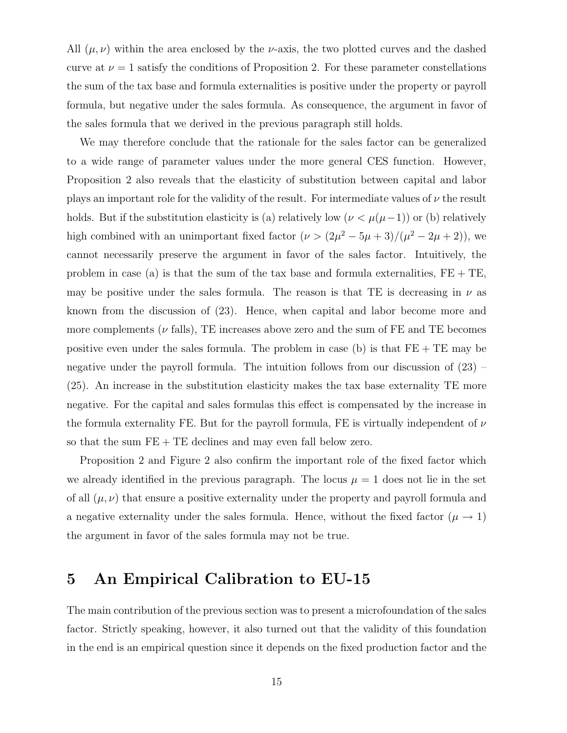All $(\mu, \nu)$ within the area enclosed by the $\nu$-axis, the two plotted curves and the dashed curve at $\nu = 1$ satisfy the conditions of Proposition 2. For these parameter constellations the sum of the tax base and formula externalities is positive under the property or payroll formula, but negative under the sales formula. As consequence, the argument in favor of the sales formula that we derived in the previous paragraph still holds.

We may therefore conclude that the rationale for the sales factor can be generalized to a wide range of parameter values under the more general CES function. However, Proposition 2 also reveals that the elasticity of substitution between capital and labor plays an important role for the validity of the result. For intermediate values of $\nu$ the result holds. But if the substitution elasticity is (a) relatively low ($\nu < \mu(\mu-1)$) or (b) relatively high combined with an unimportant fixed factor ($\nu > (2\mu^2 - 5\mu + 3)/(\mu^2 - 2\mu + 2)$), we cannot necessarily preserve the argument in favor of the sales factor. Intuitively, the problem in case (a) is that the sum of the tax base and formula externalities, $\text{FE} + \text{TE}$, may be positive under the sales formula. The reason is that TE is decreasing in $\nu$ as known from the discussion of (23). Hence, when capital and labor become more and more complements ($\nu$ falls), TE increases above zero and the sum of FE and TE becomes positive even under the sales formula. The problem in case (b) is that $\text{FE} + \text{TE}$ may be negative under the payroll formula. The intuition follows from our discussion of (23) – (25). An increase in the substitution elasticity makes the tax base externality TE more negative. For the capital and sales formulas this effect is compensated by the increase in the formula externality FE. But for the payroll formula, FE is virtually independent of $\nu$ so that the sum $\text{FE} + \text{TE}$ declines and may even fall below zero.

Proposition 2 and Figure 2 also confirm the important role of the fixed factor which we already identified in the previous paragraph. The locus $\mu = 1$ does not lie in the set of all $(\mu, \nu)$ that ensure a positive externality under the property and payroll formula and a negative externality under the sales formula. Hence, without the fixed factor ($\mu \rightarrow 1$) the argument in favor of the sales formula may not be true.

# 5 An Empirical Calibration to EU-15

The main contribution of the previous section was to present a microfoundation of the sales factor. Strictly speaking, however, it also turned out that the validity of this foundation in the end is an empirical question since it depends on the fixed production factor and the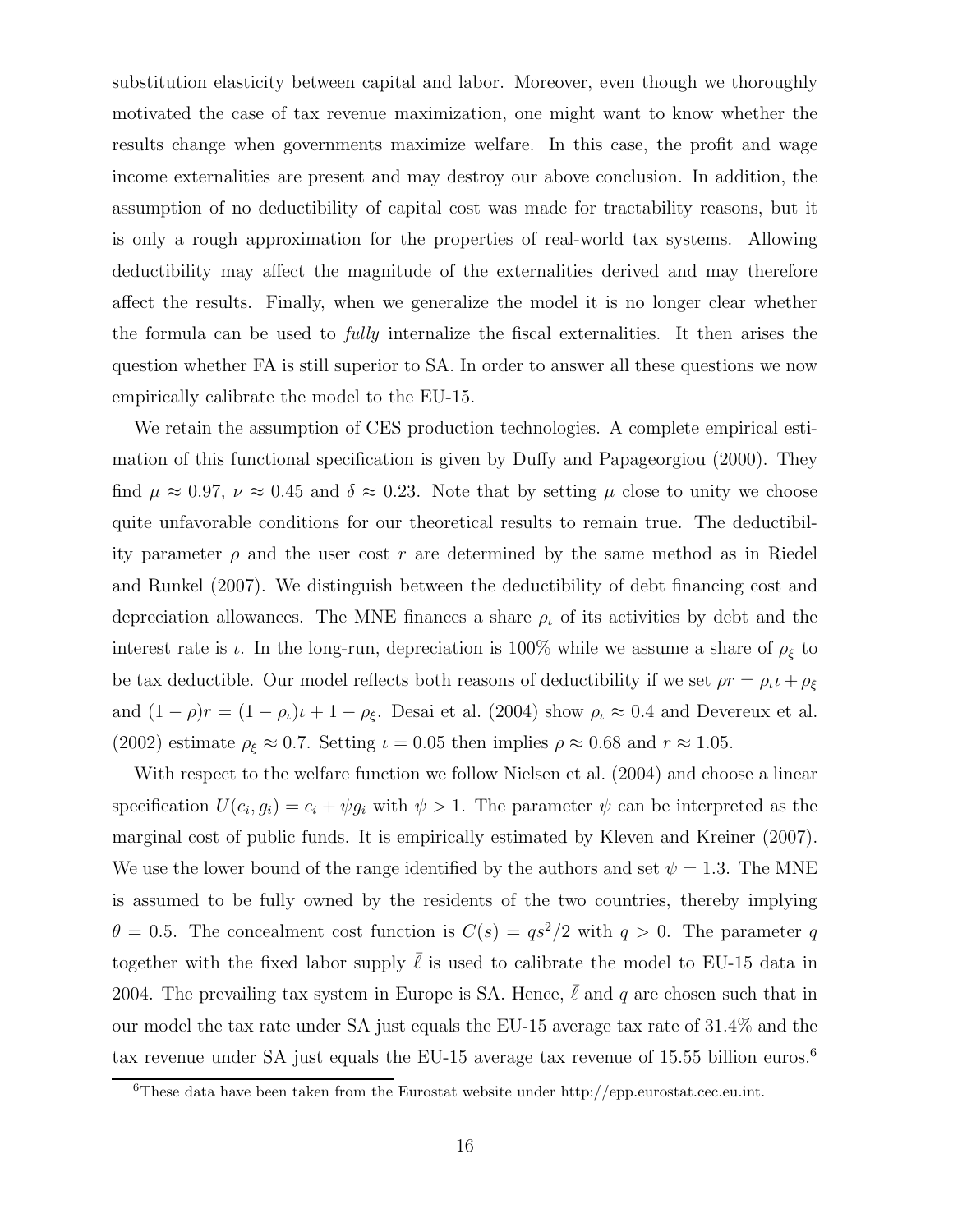substitution elasticity between capital and labor. Moreover, even though we thoroughly motivated the case of tax revenue maximization, one might want to know whether the results change when governments maximize welfare. In this case, the profit and wage income externalities are present and may destroy our above conclusion. In addition, the assumption of no deductibility of capital cost was made for tractability reasons, but it is only a rough approximation for the properties of real-world tax systems. Allowing deductibility may affect the magnitude of the externalities derived and may therefore affect the results. Finally, when we generalize the model it is no longer clear whether the formula can be used to *fully* internalize the fiscal externalities. It then arises the question whether FA is still superior to SA. In order to answer all these questions we now empirically calibrate the model to the EU-15.

We retain the assumption of CES production technologies. A complete empirical estimation of this functional specification is given by Duffy and Papageorgiou (2000). They find $\mu \approx 0.97$, $\nu \approx 0.45$ and $\delta \approx 0.23$. Note that by setting $\mu$ close to unity we choose quite unfavorable conditions for our theoretical results to remain true. The deductibility parameter $\rho$ and the user cost $r$ are determined by the same method as in Riedel and Runkel (2007). We distinguish between the deductibility of debt financing cost and depreciation allowances. The MNE finances a share $\rho_\iota$ of its activities by debt and the interest rate is $\iota$. In the long-run, depreciation is 100% while we assume a share of $\rho_\xi$ to be tax deductible. Our model reflects both reasons of deductibility if we set $\rho r = \rho_\iota \iota + \rho_\xi$ and $(1-\rho)r = (1-\rho_\iota)\iota + 1 - \rho_\xi$. Desai et al. (2004) show $\rho_\iota \approx 0.4$ and Devereux et al. (2002) estimate $\rho_\xi \approx 0.7$. Setting $\iota = 0.05$ then implies $\rho \approx 0.68$ and $r \approx 1.05$.

With respect to the welfare function we follow Nielsen et al. (2004) and choose a linear specification $U(c_i, g_i) = c_i + \psi g_i$ with $\psi > 1$. The parameter $\psi$ can be interpreted as the marginal cost of public funds. It is empirically estimated by Kleven and Kreiner (2007). We use the lower bound of the range identified by the authors and set $\psi = 1.3$. The MNE is assumed to be fully owned by the residents of the two countries, thereby implying $\theta = 0.5$. The concealment cost function is $C(s) = qs^2/2$ with $q > 0$. The parameter $q$ together with the fixed labor supply $\bar{\ell}$ is used to calibrate the model to EU-15 data in 2004. The prevailing tax system in Europe is SA. Hence, $\bar{\ell}$ and $q$ are chosen such that in our model the tax rate under SA just equals the EU-15 average tax rate of 31.4% and the tax revenue under SA just equals the EU-15 average tax revenue of 15.55 billion euros.[6]

[6]These data have been taken from the Eurostat website under http://epp.eurostat.cec.eu.int.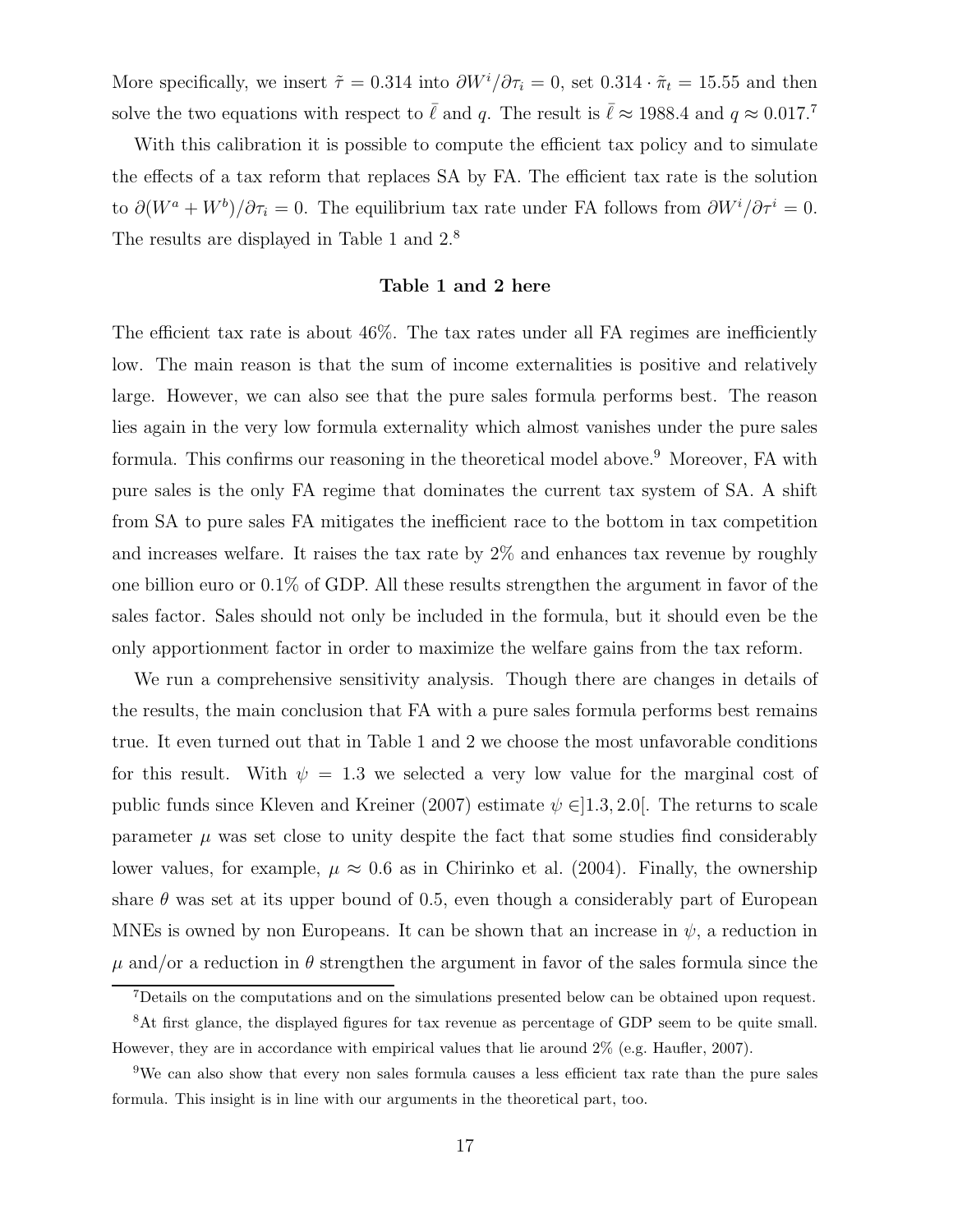More specifically, we insert $\tilde{\tau} = 0.314$ into $\partial W^i / \partial \tau_i = 0$, set $0.314 \cdot \tilde{\pi}_t = 15.55$ and then solve the two equations with respect to $\bar{\ell}$ and $q$. The result is $\bar{\ell} \approx 1988.4$ and $q \approx 0.017$.[7]

With this calibration it is possible to compute the efficient tax policy and to simulate the effects of a tax reform that replaces SA by FA. The efficient tax rate is the solution to $\partial(W^a + W^b)/\partial \tau_i = 0$. The equilibrium tax rate under FA follows from $\partial W^i / \partial \tau^i = 0$. The results are displayed in Table 1 and 2.[8]

**Table 1 and 2 here**

The efficient tax rate is about 46%. The tax rates under all FA regimes are inefficiently low. The main reason is that the sum of income externalities is positive and relatively large. However, we can also see that the pure sales formula performs best. The reason lies again in the very low formula externality which almost vanishes under the pure sales formula. This confirms our reasoning in the theoretical model above.[9] Moreover, FA with pure sales is the only FA regime that dominates the current tax system of SA. A shift from SA to pure sales FA mitigates the inefficient race to the bottom in tax competition and increases welfare. It raises the tax rate by 2% and enhances tax revenue by roughly one billion euro or 0.1% of GDP. All these results strengthen the argument in favor of the sales factor. Sales should not only be included in the formula, but it should even be the only apportionment factor in order to maximize the welfare gains from the tax reform.

We run a comprehensive sensitivity analysis. Though there are changes in details of the results, the main conclusion that FA with a pure sales formula performs best remains true. It even turned out that in Table 1 and 2 we choose the most unfavorable conditions for this result. With $\psi = 1.3$ we selected a very low value for the marginal cost of public funds since Kleven and Kreiner (2007) estimate $\psi \in ]1.3, 2.0[$. The returns to scale parameter $\mu$ was set close to unity despite the fact that some studies find considerably lower values, for example, $\mu \approx 0.6$ as in Chirinko et al. (2004). Finally, the ownership share $\theta$ was set at its upper bound of 0.5, even though a considerably part of European MNEs is owned by non Europeans. It can be shown that an increase in $\psi$, a reduction in $\mu$ and/or a reduction in $\theta$ strengthen the argument in favor of the sales formula since the

[7] Details on the computations and on the simulations presented below can be obtained upon request.

[8] At first glance, the displayed figures for tax revenue as percentage of GDP seem to be quite small. However, they are in accordance with empirical values that lie around 2% (e.g. Haufler, 2007).

[9] We can also show that every non sales formula causes a less efficient tax rate than the pure sales formula. This insight is in line with our arguments in the theoretical part, too.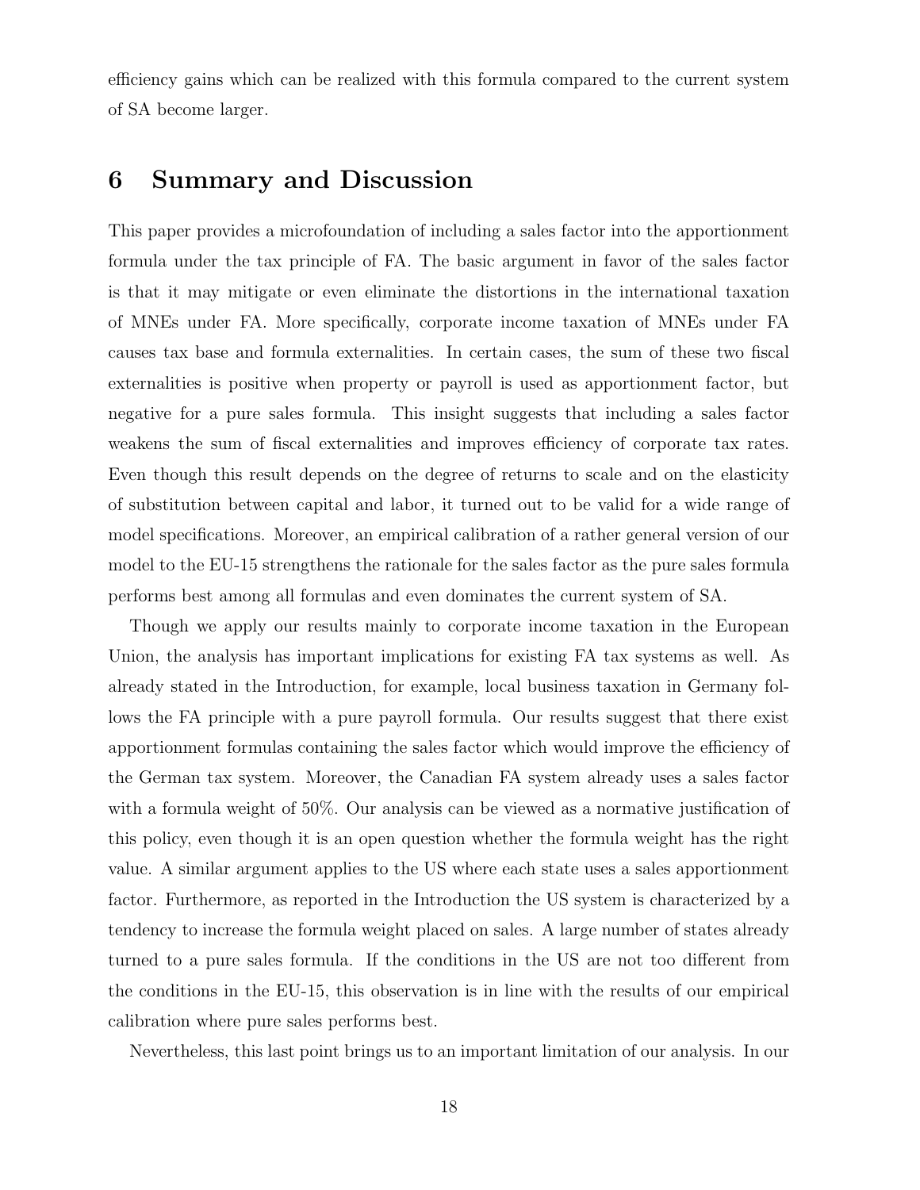efficiency gains which can be realized with this formula compared to the current system of SA become larger.

# 6 Summary and Discussion

This paper provides a microfoundation of including a sales factor into the apportionment formula under the tax principle of FA. The basic argument in favor of the sales factor is that it may mitigate or even eliminate the distortions in the international taxation of MNEs under FA. More specifically, corporate income taxation of MNEs under FA causes tax base and formula externalities. In certain cases, the sum of these two fiscal externalities is positive when property or payroll is used as apportionment factor, but negative for a pure sales formula. This insight suggests that including a sales factor weakens the sum of fiscal externalities and improves efficiency of corporate tax rates. Even though this result depends on the degree of returns to scale and on the elasticity of substitution between capital and labor, it turned out to be valid for a wide range of model specifications. Moreover, an empirical calibration of a rather general version of our model to the EU-15 strengthens the rationale for the sales factor as the pure sales formula performs best among all formulas and even dominates the current system of SA.

Though we apply our results mainly to corporate income taxation in the European Union, the analysis has important implications for existing FA tax systems as well. As already stated in the Introduction, for example, local business taxation in Germany follows the FA principle with a pure payroll formula. Our results suggest that there exist apportionment formulas containing the sales factor which would improve the efficiency of the German tax system. Moreover, the Canadian FA system already uses a sales factor with a formula weight of 50%. Our analysis can be viewed as a normative justification of this policy, even though it is an open question whether the formula weight has the right value. A similar argument applies to the US where each state uses a sales apportionment factor. Furthermore, as reported in the Introduction the US system is characterized by a tendency to increase the formula weight placed on sales. A large number of states already turned to a pure sales formula. If the conditions in the US are not too different from the conditions in the EU-15, this observation is in line with the results of our empirical calibration where pure sales performs best.

Nevertheless, this last point brings us to an important limitation of our analysis. In our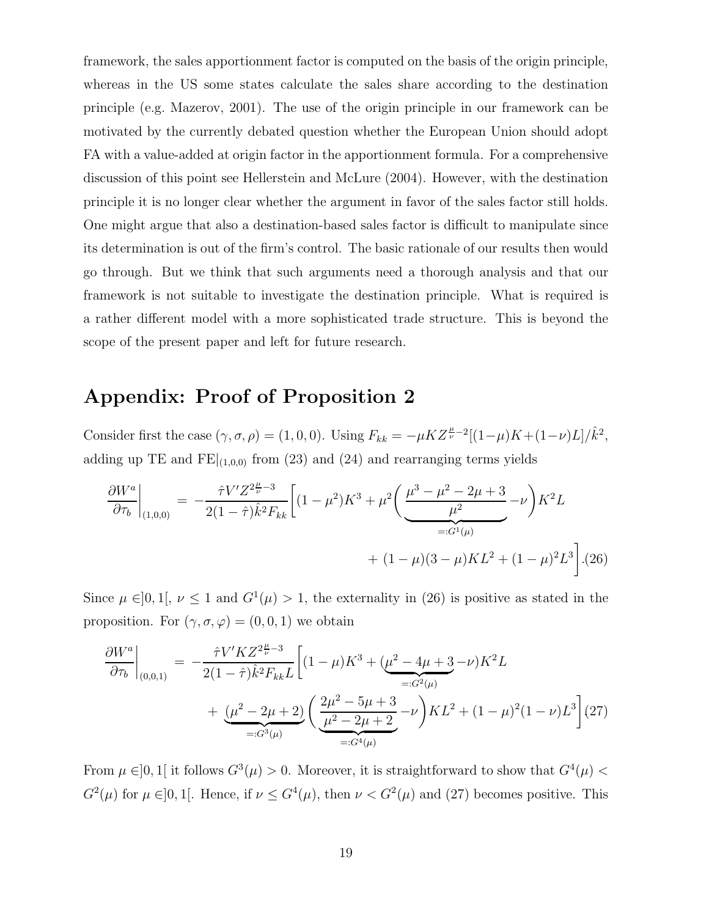framework, the sales apportionment factor is computed on the basis of the origin principle, whereas in the US some states calculate the sales share according to the destination principle (e.g. Mazerov, 2001). The use of the origin principle in our framework can be motivated by the currently debated question whether the European Union should adopt FA with a value-added at origin factor in the apportionment formula. For a comprehensive discussion of this point see Hellerstein and McLure (2004). However, with the destination principle it is no longer clear whether the argument in favor of the sales factor still holds. One might argue that also a destination-based sales factor is difficult to manipulate since its determination is out of the firm's control. The basic rationale of our results then would go through. But we think that such arguments need a thorough analysis and that our framework is not suitable to investigate the destination principle. What is required is a rather different model with a more sophisticated trade structure. This is beyond the scope of the present paper and left for future research.

## Appendix: Proof of Proposition 2

Consider first the case $(\gamma, \sigma, \rho) = (1, 0, 0)$. Using $F_{kk} = -\mu K Z^{\frac{\mu}{\nu}-2}[(1-\mu)K + (1-\nu)L]/\hat{k}^2$, adding up TE and $\text{FE}|_{(1,0,0)}$ from (23) and (24) and rearranging terms yields

$$\left.\frac{\partial W^a}{\partial \tau_b}\right|_{(1,0,0)} = -\frac{\hat{\tau} V' Z^{2\frac{\mu}{\nu}-3}}{2(1-\hat{\tau})\hat{k}^2 F_{kk}} \Bigg[(1-\mu^2)K^3 + \mu^2 \Bigg(\underbrace{\frac{\mu^3 - \mu^2 - 2\mu + 3}{\mu^2}}_{=:G^1(\mu)} - \nu\Bigg) K^2 L + (1-\mu)(3-\mu)KL^2 + (1-\mu)^2 L^3\Bigg]. \quad (26)$$

Since $\mu \in ]0, 1[$, $\nu \leq 1$ and $G^1(\mu) > 1$, the externality in (26) is positive as stated in the proposition. For $(\gamma, \sigma, \varphi) = (0, 0, 1)$ we obtain

$$\left.\frac{\partial W^a}{\partial \tau_b}\right|_{(0,0,1)} = -\frac{\hat{\tau} V' K Z^{2\frac{\mu}{\nu}-3}}{2(1-\hat{\tau})\hat{k}^2 F_{kk} L} \Bigg[(1-\mu)K^3 + (\underbrace{\mu^2 - 4\mu + 3}_{=:G^2(\mu)} - \nu)K^2 L + \underbrace{(\mu^2 - 2\mu + 2)}_{=:G^3(\mu)} \Bigg(\underbrace{\frac{2\mu^2 - 5\mu + 3}{\mu^2 - 2\mu + 2}}_{=:G^4(\mu)} - \nu\Bigg) KL^2 + (1-\mu)^2(1-\nu)L^3\Bigg] \quad (27)$$

From $\mu \in ]0, 1[$ it follows $G^3(\mu) > 0$. Moreover, it is straightforward to show that $G^4(\mu) < G^2(\mu)$ for $\mu \in ]0, 1[$. Hence, if $\nu \leq G^4(\mu)$, then $\nu < G^2(\mu)$ and (27) becomes positive. This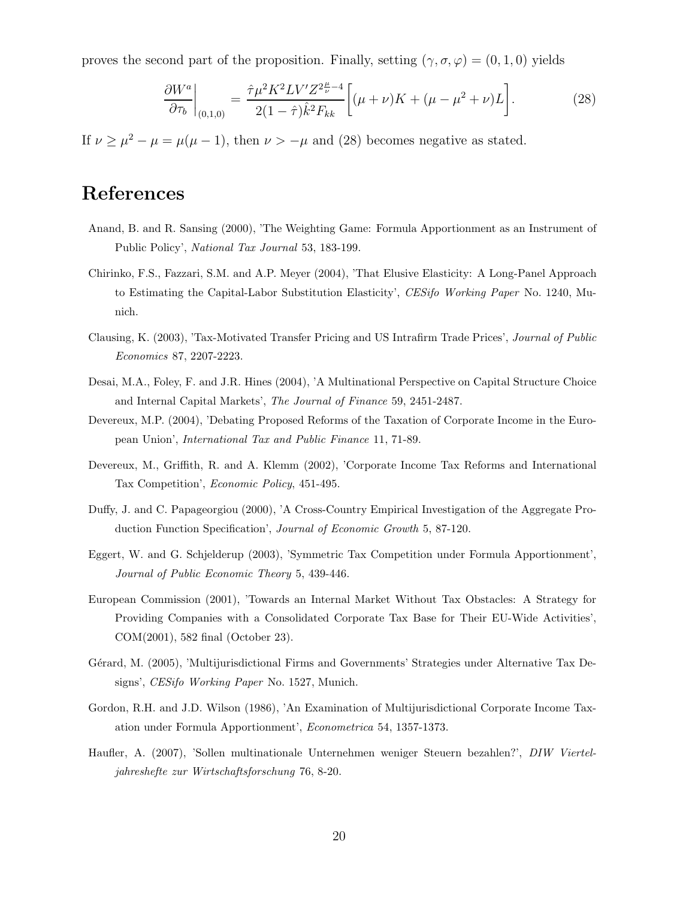proves the second part of the proposition. Finally, setting $(\gamma, \sigma, \varphi) = (0, 1, 0)$ yields

$$\left.\frac{\partial W^a}{\partial \tau_b}\right|_{(0,1,0)} = \frac{\hat{\tau}\mu^2 K^2 L V' Z^{2\frac{\mu}{\nu}-4}}{2(1-\hat{\tau})\hat{k}^2 F_{kk}}\left[(\mu+\nu)K + (\mu - \mu^2 + \nu)L\right]. \tag{28}$$

If $\nu \geq \mu^2 - \mu = \mu(\mu - 1)$, then $\nu > -\mu$ and (28) becomes negative as stated.

# References

Anand, B. and R. Sansing (2000), 'The Weighting Game: Formula Apportionment as an Instrument of Public Policy', *National Tax Journal* 53, 183-199.

Chirinko, F.S., Fazzari, S.M. and A.P. Meyer (2004), 'That Elusive Elasticity: A Long-Panel Approach to Estimating the Capital-Labor Substitution Elasticity', *CESifo Working Paper* No. 1240, Munich.

Clausing, K. (2003), 'Tax-Motivated Transfer Pricing and US Intrafirm Trade Prices', *Journal of Public Economics* 87, 2207-2223.

Desai, M.A., Foley, F. and J.R. Hines (2004), 'A Multinational Perspective on Capital Structure Choice and Internal Capital Markets', *The Journal of Finance* 59, 2451-2487.

Devereux, M.P. (2004), 'Debating Proposed Reforms of the Taxation of Corporate Income in the European Union', *International Tax and Public Finance* 11, 71-89.

Devereux, M., Griffith, R. and A. Klemm (2002), 'Corporate Income Tax Reforms and International Tax Competition', *Economic Policy*, 451-495.

Duffy, J. and C. Papageorgiou (2000), 'A Cross-Country Empirical Investigation of the Aggregate Production Function Specification', *Journal of Economic Growth* 5, 87-120.

Eggert, W. and G. Schjelderup (2003), 'Symmetric Tax Competition under Formula Apportionment', *Journal of Public Economic Theory* 5, 439-446.

European Commission (2001), 'Towards an Internal Market Without Tax Obstacles: A Strategy for Providing Companies with a Consolidated Corporate Tax Base for Their EU-Wide Activities', COM(2001), 582 final (October 23).

Gérard, M. (2005), 'Multijurisdictional Firms and Governments' Strategies under Alternative Tax Designs', *CESifo Working Paper* No. 1527, Munich.

Gordon, R.H. and J.D. Wilson (1986), 'An Examination of Multijurisdictional Corporate Income Taxation under Formula Apportionment', *Econometrica* 54, 1357-1373.

Haufler, A. (2007), 'Sollen multinationale Unternehmen weniger Steuern bezahlen?', *DIW Vierteljahreshefte zur Wirtschaftsforschung* 76, 8-20.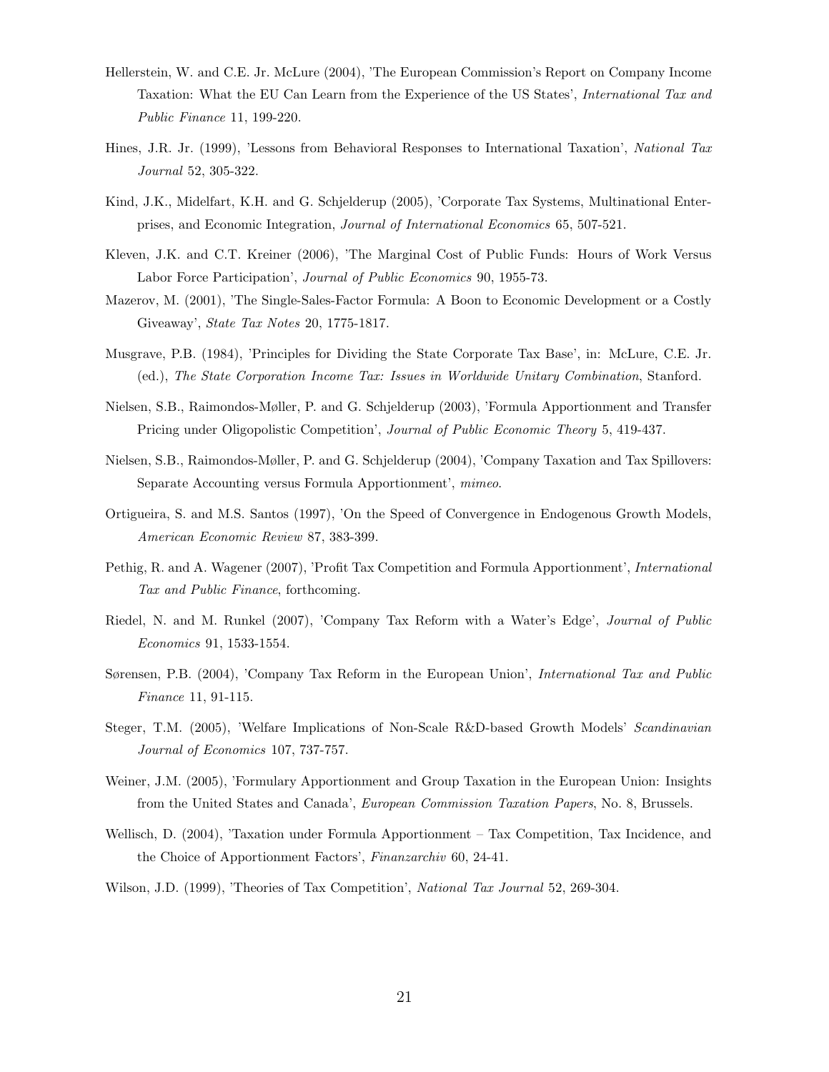Hellerstein, W. and C.E. Jr. McLure (2004), 'The European Commission's Report on Company Income Taxation: What the EU Can Learn from the Experience of the US States', *International Tax and Public Finance* 11, 199-220.

Hines, J.R. Jr. (1999), 'Lessons from Behavioral Responses to International Taxation', *National Tax Journal* 52, 305-322.

Kind, J.K., Midelfart, K.H. and G. Schjelderup (2005), 'Corporate Tax Systems, Multinational Enterprises, and Economic Integration, *Journal of International Economics* 65, 507-521.

Kleven, J.K. and C.T. Kreiner (2006), 'The Marginal Cost of Public Funds: Hours of Work Versus Labor Force Participation', *Journal of Public Economics* 90, 1955-73.

Mazerov, M. (2001), 'The Single-Sales-Factor Formula: A Boon to Economic Development or a Costly Giveaway', *State Tax Notes* 20, 1775-1817.

Musgrave, P.B. (1984), 'Principles for Dividing the State Corporate Tax Base', in: McLure, C.E. Jr. (ed.), *The State Corporation Income Tax: Issues in Worldwide Unitary Combination*, Stanford.

Nielsen, S.B., Raimondos-Møller, P. and G. Schjelderup (2003), 'Formula Apportionment and Transfer Pricing under Oligopolistic Competition', *Journal of Public Economic Theory* 5, 419-437.

Nielsen, S.B., Raimondos-Møller, P. and G. Schjelderup (2004), 'Company Taxation and Tax Spillovers: Separate Accounting versus Formula Apportionment', *mimeo*.

Ortigueira, S. and M.S. Santos (1997), 'On the Speed of Convergence in Endogenous Growth Models, *American Economic Review* 87, 383-399.

Pethig, R. and A. Wagener (2007), 'Profit Tax Competition and Formula Apportionment', *International Tax and Public Finance*, forthcoming.

Riedel, N. and M. Runkel (2007), 'Company Tax Reform with a Water's Edge', *Journal of Public Economics* 91, 1533-1554.

Sørensen, P.B. (2004), 'Company Tax Reform in the European Union', *International Tax and Public Finance* 11, 91-115.

Steger, T.M. (2005), 'Welfare Implications of Non-Scale R&D-based Growth Models' *Scandinavian Journal of Economics* 107, 737-757.

Weiner, J.M. (2005), 'Formulary Apportionment and Group Taxation in the European Union: Insights from the United States and Canada', *European Commission Taxation Papers*, No. 8, Brussels.

Wellisch, D. (2004), 'Taxation under Formula Apportionment – Tax Competition, Tax Incidence, and the Choice of Apportionment Factors', *Finanzarchiv* 60, 24-41.

Wilson, J.D. (1999), 'Theories of Tax Competition', *National Tax Journal* 52, 269-304.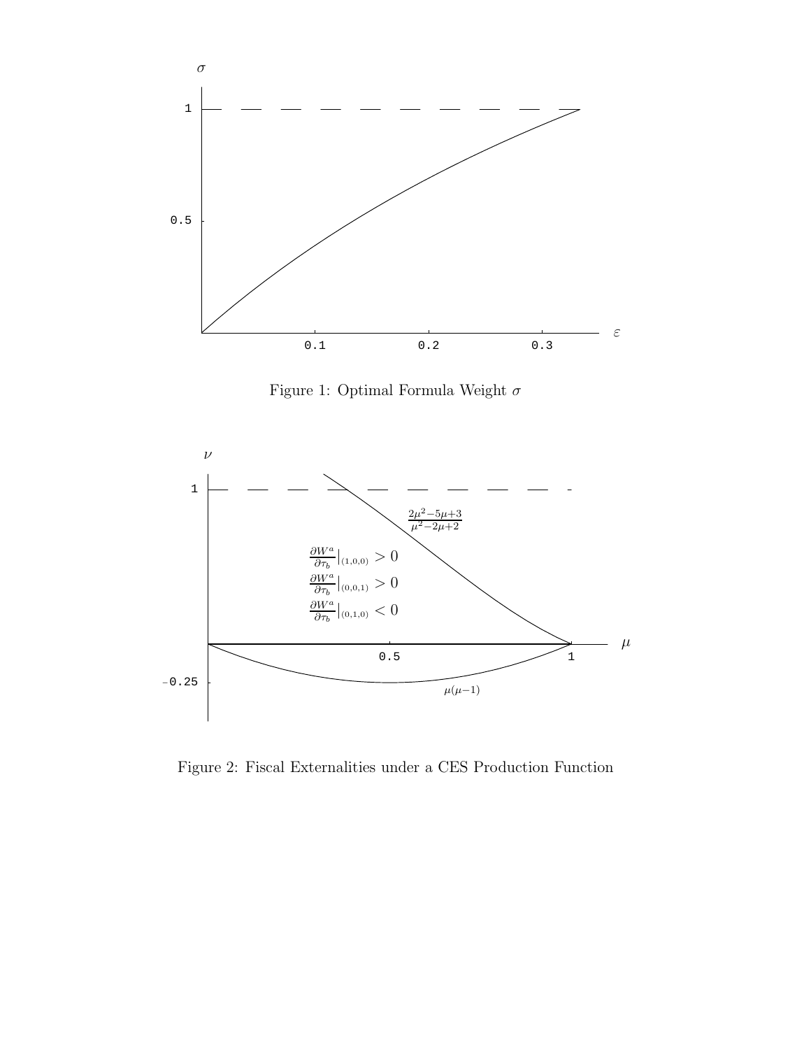Figure 1: Optimal Formula Weight $\sigma$

Figure 2: Fiscal Externalities under a CES Production Function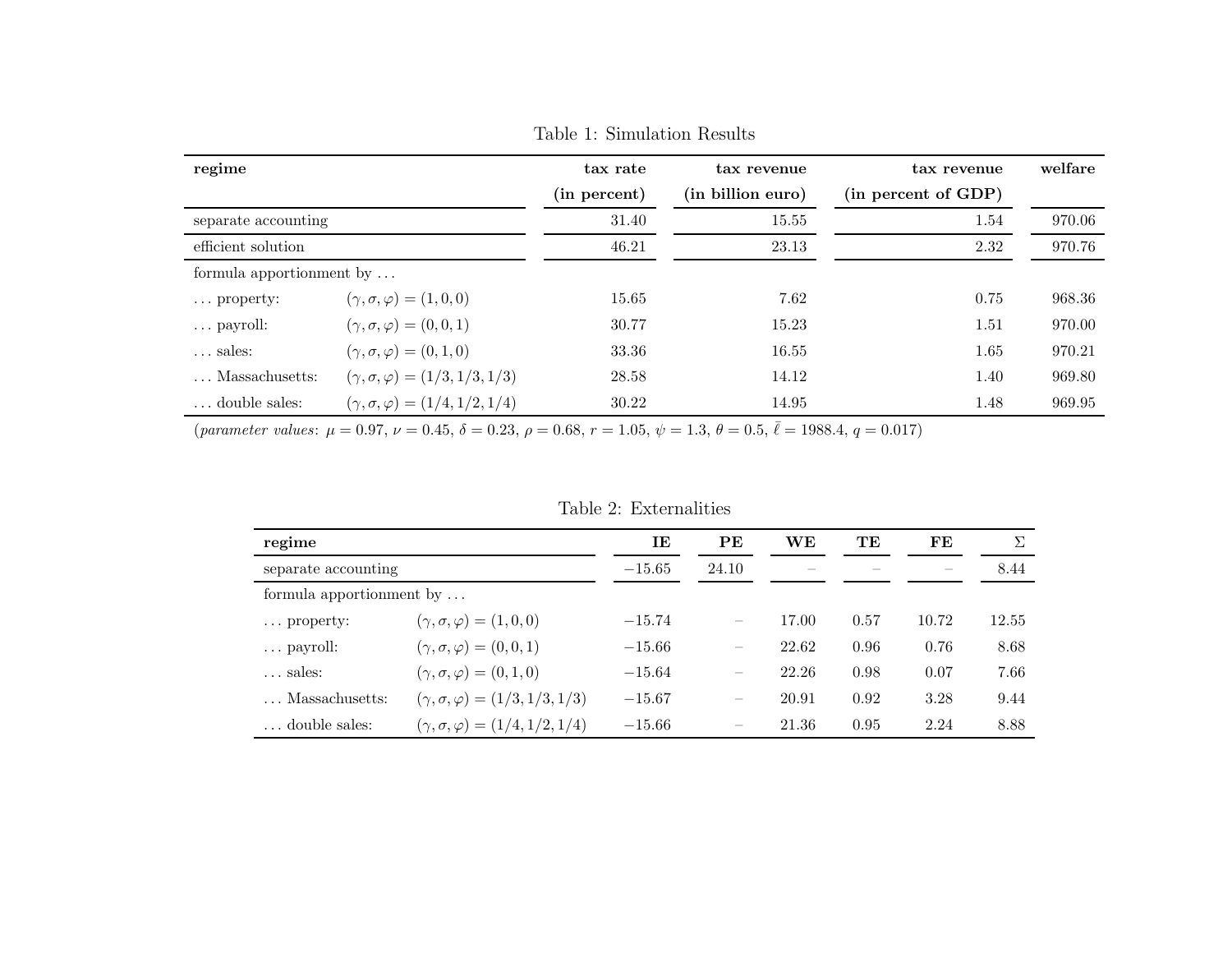Table 1: Simulation Results

| regime | | tax rate (in percent) | tax revenue (in billion euro) | tax revenue (in percent of GDP) | welfare |
|---|---|---|---|---|---|
| separate accounting | | 31.40 | 15.55 | 1.54 | 970.06 |
| efficient solution | | 46.21 | 23.13 | 2.32 | 970.76 |
| formula apportionment by ... | | | | | |
| ... property: | $(\gamma, \sigma, \varphi) = (1, 0, 0)$ | 15.65 | 7.62 | 0.75 | 968.36 |
| ... payroll: | $(\gamma, \sigma, \varphi) = (0, 0, 1)$ | 30.77 | 15.23 | 1.51 | 970.00 |
| ... sales: | $(\gamma, \sigma, \varphi) = (0, 1, 0)$ | 33.36 | 16.55 | 1.65 | 970.21 |
| ... Massachusetts: | $(\gamma, \sigma, \varphi) = (1/3, 1/3, 1/3)$ | 28.58 | 14.12 | 1.40 | 969.80 |
| ... double sales: | $(\gamma, \sigma, \varphi) = (1/4, 1/2, 1/4)$ | 30.22 | 14.95 | 1.48 | 969.95 |

(*parameter values*: $\mu = 0.97$, $\nu = 0.45$, $\delta = 0.23$, $\rho = 0.68$, $r = 1.05$, $\psi = 1.3$, $\theta = 0.5$, $\bar{\ell} = 1988.4$, $q = 0.017$)

Table 2: Externalities

| regime | | IE | PE | WE | TE | FE | $\Sigma$ |
|---|---|---|---|---|---|---|---|
| separate accounting | | $-15.65$ | 24.10 | – | – | – | 8.44 |
| formula apportionment by ... | | | | | | | |
| ... property: | $(\gamma, \sigma, \varphi) = (1, 0, 0)$ | $-15.74$ | – | 17.00 | 0.57 | 10.72 | 12.55 |
| ... payroll: | $(\gamma, \sigma, \varphi) = (0, 0, 1)$ | $-15.66$ | – | 22.62 | 0.96 | 0.76 | 8.68 |
| ... sales: | $(\gamma, \sigma, \varphi) = (0, 1, 0)$ | $-15.64$ | – | 22.26 | 0.98 | 0.07 | 7.66 |
| ... Massachusetts: | $(\gamma, \sigma, \varphi) = (1/3, 1/3, 1/3)$ | $-15.67$ | – | 20.91 | 0.92 | 3.28 | 9.44 |
| ... double sales: | $(\gamma, \sigma, \varphi) = (1/4, 1/2, 1/4)$ | $-15.66$ | – | 21.36 | 0.95 | 2.24 | 8.88 |